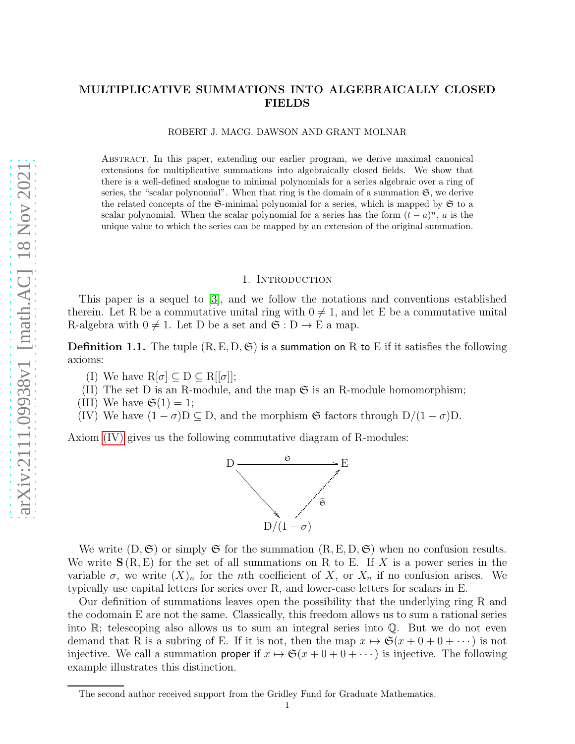# MULTIPLICATIVE SUMMATIONS INTO ALGEBRAICALLY CLOSED FIELDS

ROBERT J. MACG. DAWSON AND GRANT MOLNAR

Abstract. In this paper, extending our earlier program, we derive maximal canonical extensions for multiplicative summations into algebraically closed fields. We show that there is a well-defined analogue to minimal polynomials for a series algebraic over a ring of series, the "scalar polynomial". When that ring is the domain of a summation $\mathfrak{S}$, we derive the related concepts of the $\mathfrak{S}$-minimal polynomial for a series, which is mapped by $\mathfrak{S}$ to a scalar polynomial. When the scalar polynomial for a series has the form $(t-a)^n$, $a$ is the unique value to which the series can be mapped by an extension of the original summation.

## 1. Introduction

This paper is a sequel to [3], and we follow the notations and conventions established therein. Let $\mathrm{R}$ be a commutative unital ring with $0 \neq 1$, and let $\mathrm{E}$ be a commutative unital $\mathrm{R}$-algebra with $0 \neq 1$. Let $\mathrm{D}$ be a set and $\mathfrak{S} : \mathrm{D} \to \mathrm{E}$ a map.

**Definition 1.1.** The tuple $(\mathrm{R}, \mathrm{E}, \mathrm{D}, \mathfrak{S})$ is a summation on $\mathrm{R}$ to $\mathrm{E}$ if it satisfies the following axioms:

(I) We have $\mathrm{R}[\sigma] \subseteq \mathrm{D} \subseteq \mathrm{R}[[\sigma]]$;

(II) The set $\mathrm{D}$ is an $\mathrm{R}$-module, and the map $\mathfrak{S}$ is an $\mathrm{R}$-module homomorphism;

(III) We have $\mathfrak{S}(1) = 1$;

(IV) We have $(1-\sigma)\mathrm{D} \subseteq \mathrm{D}$, and the morphism $\mathfrak{S}$ factors through $\mathrm{D}/(1-\sigma)\mathrm{D}$.

Axiom (IV) gives us the following commutative diagram of $\mathrm{R}$-modules:

$$\begin{array}{ccc} \mathrm{D} & \xrightarrow{\ \mathfrak{S}\ } & \mathrm{E} \\ & \searrow & \uparrow{\scriptstyle \widetilde{\mathfrak{S}}} \\ & & \mathrm{D}/(1-\sigma) \end{array}$$

We write $(\mathrm{D}, \mathfrak{S})$ or simply $\mathfrak{S}$ for the summation $(\mathrm{R}, \mathrm{E}, \mathrm{D}, \mathfrak{S})$ when no confusion results. We write $\mathbf{S}(\mathrm{R}, \mathrm{E})$ for the set of all summations on $\mathrm{R}$ to $\mathrm{E}$. If $X$ is a power series in the variable $\sigma$, we write $(X)_n$ for the $n$th coefficient of $X$, or $X_n$ if no confusion arises. We typically use capital letters for series over $\mathrm{R}$, and lower-case letters for scalars in $\mathrm{E}$.

Our definition of summations leaves open the possibility that the underlying ring $\mathrm{R}$ and the codomain $\mathrm{E}$ are not the same. Classically, this freedom allows us to sum a rational series into $\mathbb{R}$; telescoping also allows us to sum an integral series into $\mathbb{Q}$. But we do not even demand that $\mathrm{R}$ is a subring of $\mathrm{E}$. If it is not, then the map $x \mapsto \mathfrak{S}(x + 0 + 0 + \cdots)$ is not injective. We call a summation proper if $x \mapsto \mathfrak{S}(x + 0 + 0 + \cdots)$ is injective. The following example illustrates this distinction.

The second author received support from the Gridley Fund for Graduate Mathematics.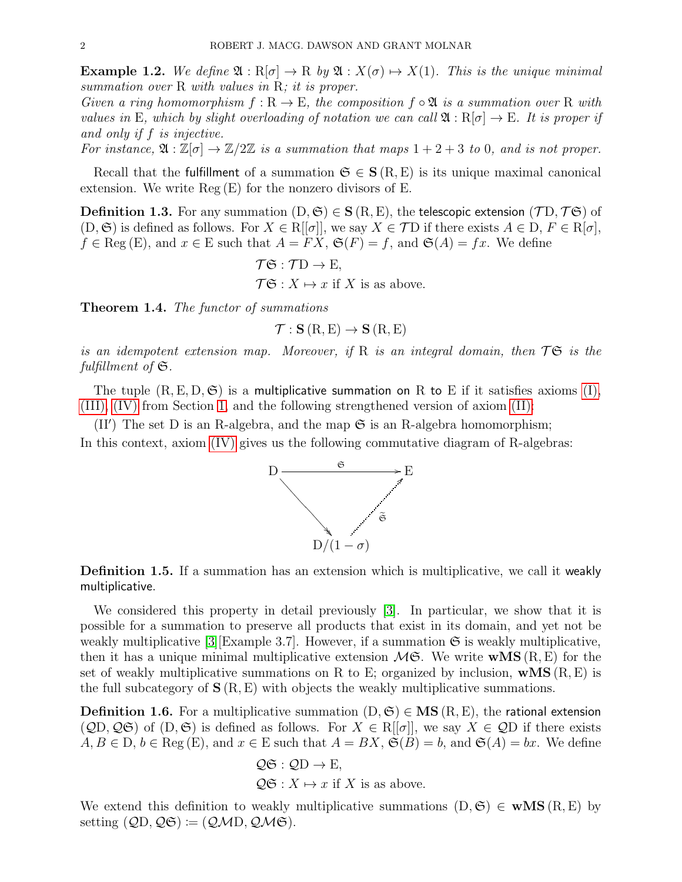**Example 1.2.** *We define $\mathfrak{A} : \mathrm{R}[\sigma] \to \mathrm{R}$ by $\mathfrak{A} : X(\sigma) \mapsto X(1)$. This is the unique minimal summation over $\mathrm{R}$ with values in $\mathrm{R}$; it is proper.*
*Given a ring homomorphism $f : \mathrm{R} \to \mathrm{E}$, the composition $f \circ \mathfrak{A}$ is a summation over $\mathrm{R}$ with values in $\mathrm{E}$, which by slight overloading of notation we can call $\mathfrak{A} : \mathrm{R}[\sigma] \to \mathrm{E}$. It is proper if and only if $f$ is injective.*
*For instance, $\mathfrak{A} : \mathbb{Z}[\sigma] \to \mathbb{Z}/2\mathbb{Z}$ is a summation that maps $1 + 2 + 3$ to $0$, and is not proper.*

Recall that the fulfillment of a summation $\mathfrak{S} \in \mathbf{S}(\mathrm{R}, \mathrm{E})$ is its unique maximal canonical extension. We write $\mathrm{Reg}(\mathrm{E})$ for the nonzero divisors of $\mathrm{E}$.

**Definition 1.3.** For any summation $(\mathrm{D}, \mathfrak{S}) \in \mathbf{S}(\mathrm{R}, \mathrm{E})$, the telescopic extension $(\mathcal{T}\mathrm{D}, \mathcal{T}\mathfrak{S})$ of $(\mathrm{D}, \mathfrak{S})$ is defined as follows. For $X \in \mathrm{R}[[\sigma]]$, we say $X \in \mathcal{T}\mathrm{D}$ if there exists $A \in \mathrm{D}$, $F \in \mathrm{R}[\sigma]$, $f \in \mathrm{Reg}(\mathrm{E})$, and $x \in \mathrm{E}$ such that $A = FX$, $\mathfrak{S}(F) = f$, and $\mathfrak{S}(A) = fx$. We define

$$\mathcal{T}\mathfrak{S} : \mathcal{T}\mathrm{D} \to \mathrm{E},$$
$$\mathcal{T}\mathfrak{S} : X \mapsto x \text{ if } X \text{ is as above.}$$

**Theorem 1.4.** *The functor of summations*

$$\mathcal{T} : \mathbf{S}(\mathrm{R}, \mathrm{E}) \to \mathbf{S}(\mathrm{R}, \mathrm{E})$$

*is an idempotent extension map. Moreover, if $\mathrm{R}$ is an integral domain, then $\mathcal{T}\mathfrak{S}$ is the fulfillment of $\mathfrak{S}$.*

The tuple $(\mathrm{R}, \mathrm{E}, \mathrm{D}, \mathfrak{S})$ is a multiplicative summation on $\mathrm{R}$ to $\mathrm{E}$ if it satisfies axioms (I), (III), (IV) from Section 1, and the following strengthened version of axiom (II):

(II′) The set $\mathrm{D}$ is an $\mathrm{R}$-algebra, and the map $\mathfrak{S}$ is an $\mathrm{R}$-algebra homomorphism;

In this context, axiom (IV) gives us the following commutative diagram of $\mathrm{R}$-algebras:

$$\begin{array}{ccc} \mathrm{D} & \xrightarrow{\mathfrak{S}} & \mathrm{E} \\ & \searrow & \uparrow{\scriptstyle \tilde{\mathfrak{S}}} \\ & & \mathrm{D}/(1-\sigma) \end{array}$$

**Definition 1.5.** If a summation has an extension which is multiplicative, we call it weakly multiplicative.

We considered this property in detail previously [3]. In particular, we show that it is possible for a summation to preserve all products that exist in its domain, and yet not be weakly multiplicative [3][Example 3.7]. However, if a summation $\mathfrak{S}$ is weakly multiplicative, then it has a unique minimal multiplicative extension $\mathcal{M}\mathfrak{S}$. We write $\mathbf{wMS}(\mathrm{R}, \mathrm{E})$ for the set of weakly multiplicative summations on $\mathrm{R}$ to $\mathrm{E}$; organized by inclusion, $\mathbf{wMS}(\mathrm{R}, \mathrm{E})$ is the full subcategory of $\mathbf{S}(\mathrm{R}, \mathrm{E})$ with objects the weakly multiplicative summations.

**Definition 1.6.** For a multiplicative summation $(\mathrm{D}, \mathfrak{S}) \in \mathbf{MS}(\mathrm{R}, \mathrm{E})$, the rational extension $(\mathcal{Q}\mathrm{D}, \mathcal{Q}\mathfrak{S})$ of $(\mathrm{D}, \mathfrak{S})$ is defined as follows. For $X \in \mathrm{R}[[\sigma]]$, we say $X \in \mathcal{Q}\mathrm{D}$ if there exists $A, B \in \mathrm{D}$, $b \in \mathrm{Reg}(\mathrm{E})$, and $x \in \mathrm{E}$ such that $A = BX$, $\mathfrak{S}(B) = b$, and $\mathfrak{S}(A) = bx$. We define

$$\mathcal{Q}\mathfrak{S} : \mathcal{Q}\mathrm{D} \to \mathrm{E},$$
$$\mathcal{Q}\mathfrak{S} : X \mapsto x \text{ if } X \text{ is as above.}$$

We extend this definition to weakly multiplicative summations $(\mathrm{D}, \mathfrak{S}) \in \mathbf{wMS}(\mathrm{R}, \mathrm{E})$ by setting $(\mathcal{Q}\mathrm{D}, \mathcal{Q}\mathfrak{S}) \coloneqq (\mathcal{Q}\mathcal{M}\mathrm{D}, \mathcal{Q}\mathcal{M}\mathfrak{S})$.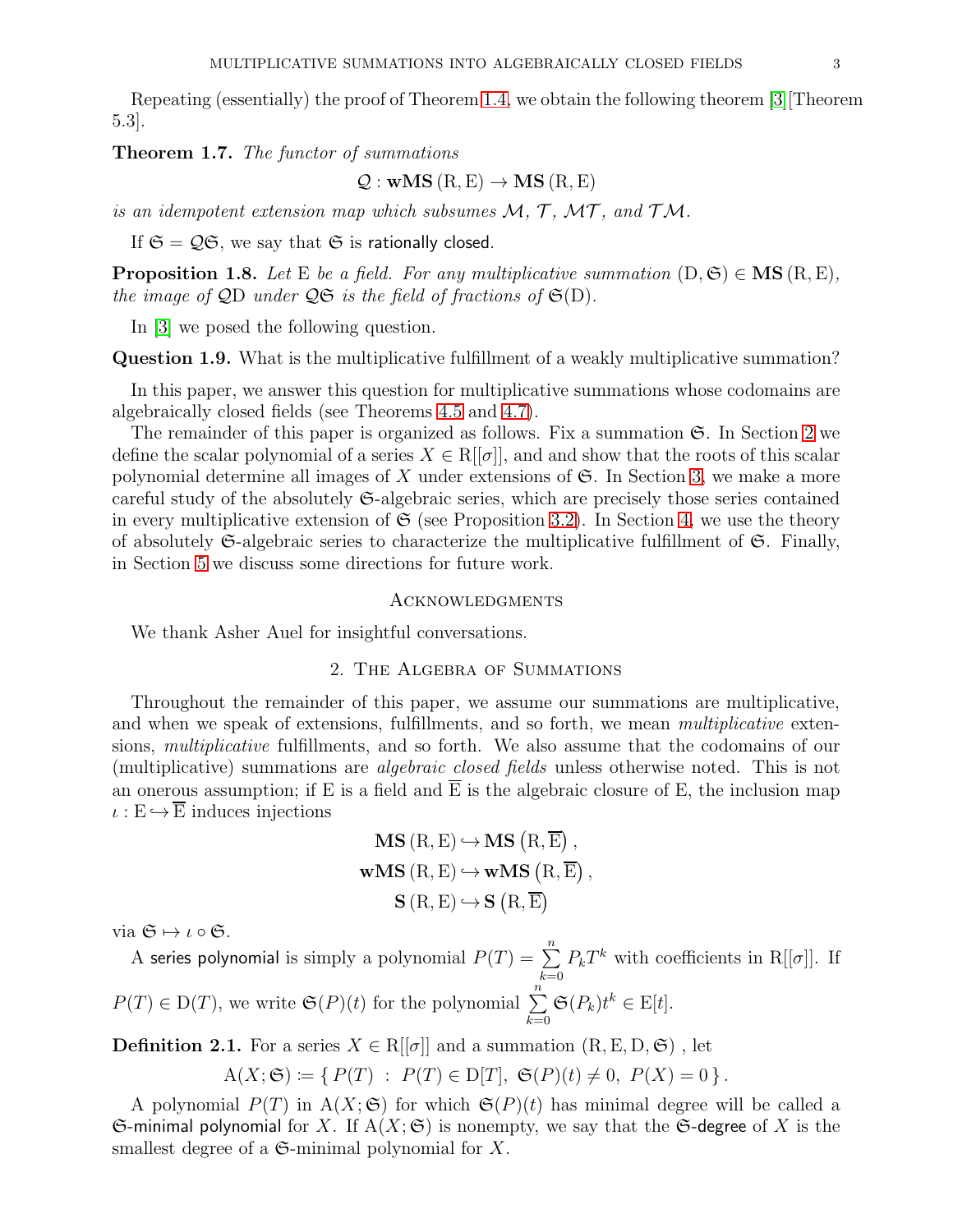Repeating (essentially) the proof of Theorem 1.4, we obtain the following theorem [3][Theorem 5.3].

**Theorem 1.7.** *The functor of summations*

$$\mathcal{Q} : \mathbf{wMS}\,(\mathrm{R}, \mathrm{E}) \to \mathbf{MS}\,(\mathrm{R}, \mathrm{E})$$

*is an idempotent extension map which subsumes $\mathcal{M}$, $\mathcal{T}$, $\mathcal{MT}$, and $\mathcal{TM}$.*

If $\mathfrak{S} = \mathcal{Q}\mathfrak{S}$, we say that $\mathfrak{S}$ is rationally closed.

**Proposition 1.8.** *Let $\mathrm{E}$ be a field. For any multiplicative summation $(\mathrm{D}, \mathfrak{S}) \in \mathbf{MS}\,(\mathrm{R}, \mathrm{E})$, the image of $\mathcal{Q}\mathrm{D}$ under $\mathcal{Q}\mathfrak{S}$ is the field of fractions of $\mathfrak{S}(\mathrm{D})$.*

In [3] we posed the following question.

**Question 1.9.** What is the multiplicative fulfillment of a weakly multiplicative summation?

In this paper, we answer this question for multiplicative summations whose codomains are algebraically closed fields (see Theorems 4.5 and 4.7).

The remainder of this paper is organized as follows. Fix a summation $\mathfrak{S}$. In Section 2 we define the scalar polynomial of a series $X \in \mathrm{R}[[\sigma]]$, and and show that the roots of this scalar polynomial determine all images of $X$ under extensions of $\mathfrak{S}$. In Section 3, we make a more careful study of the absolutely $\mathfrak{S}$-algebraic series, which are precisely those series contained in every multiplicative extension of $\mathfrak{S}$ (see Proposition 3.2). In Section 4, we use the theory of absolutely $\mathfrak{S}$-algebraic series to characterize the multiplicative fulfillment of $\mathfrak{S}$. Finally, in Section 5 we discuss some directions for future work.

## Acknowledgments

We thank Asher Auel for insightful conversations.

## 2. The Algebra of Summations

Throughout the remainder of this paper, we assume our summations are multiplicative, and when we speak of extensions, fulfillments, and so forth, we mean *multiplicative* extensions, *multiplicative* fulfillments, and so forth. We also assume that the codomains of our (multiplicative) summations are *algebraic closed fields* unless otherwise noted. This is not an onerous assumption; if $\mathrm{E}$ is a field and $\overline{\mathrm{E}}$ is the algebraic closure of $\mathrm{E}$, the inclusion map $\iota : \mathrm{E} \hookrightarrow \overline{\mathrm{E}}$ induces injections

$$\mathbf{MS}\,(\mathrm{R}, \mathrm{E}) \hookrightarrow \mathbf{MS}\left(\mathrm{R}, \overline{\mathrm{E}}\right),$$
$$\mathbf{wMS}\,(\mathrm{R}, \mathrm{E}) \hookrightarrow \mathbf{wMS}\left(\mathrm{R}, \overline{\mathrm{E}}\right),$$
$$\mathbf{S}\,(\mathrm{R}, \mathrm{E}) \hookrightarrow \mathbf{S}\left(\mathrm{R}, \overline{\mathrm{E}}\right)$$

via $\mathfrak{S} \mapsto \iota \circ \mathfrak{S}$.

A series polynomial is simply a polynomial $P(T) = \sum_{k=0}^{n} P_k T^k$ with coefficients in $\mathrm{R}[[\sigma]]$. If $P(T) \in \mathrm{D}(T)$, we write $\mathfrak{S}(P)(t)$ for the polynomial $\sum_{k=0}^{n} \mathfrak{S}(P_k) t^k \in \mathrm{E}[t]$.

**Definition 2.1.** For a series $X \in \mathrm{R}[[\sigma]]$ and a summation $(\mathrm{R}, \mathrm{E}, \mathrm{D}, \mathfrak{S})$, let

$$\mathrm{A}(X; \mathfrak{S}) \coloneqq \{\, P(T) \;:\; P(T) \in \mathrm{D}[T],\ \mathfrak{S}(P)(t) \neq 0,\ P(X) = 0 \,\}.$$

A polynomial $P(T)$ in $\mathrm{A}(X; \mathfrak{S})$ for which $\mathfrak{S}(P)(t)$ has minimal degree will be called a $\mathfrak{S}$-minimal polynomial for $X$. If $\mathrm{A}(X; \mathfrak{S})$ is nonempty, we say that the $\mathfrak{S}$-degree of $X$ is the smallest degree of a $\mathfrak{S}$-minimal polynomial for $X$.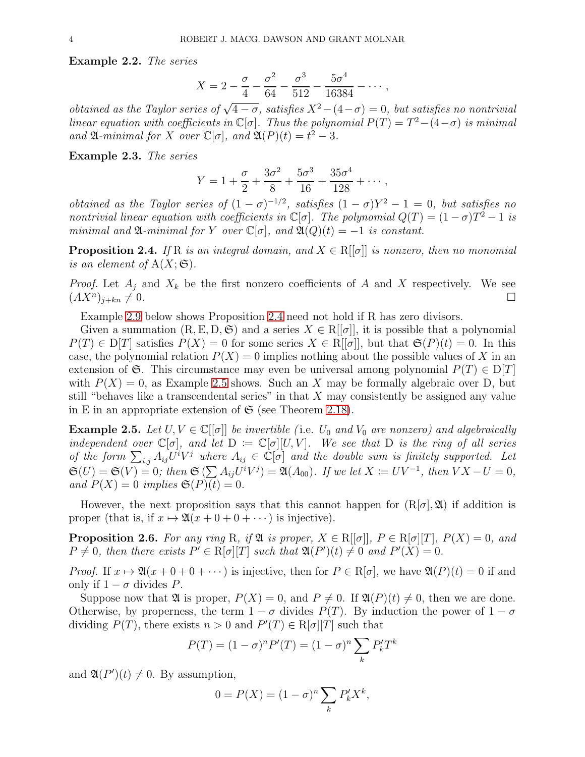**Example 2.2.** *The series*

$$X = 2 - \frac{\sigma}{4} - \frac{\sigma^2}{64} - \frac{\sigma^3}{512} - \frac{5\sigma^4}{16384} - \cdots,$$

*obtained as the Taylor series of* $\sqrt{4-\sigma}$*, satisfies* $X^2 - (4-\sigma) = 0$*, but satisfies no nontrivial linear equation with coefficients in* $\mathbb{C}[\sigma]$*. Thus the polynomial* $P(T) = T^2 - (4-\sigma)$ *is minimal and* $\mathfrak{A}$*-minimal for* $X$ *over* $\mathbb{C}[\sigma]$*, and* $\mathfrak{A}(P)(t) = t^2 - 3$*.*

**Example 2.3.** *The series*

$$Y = 1 + \frac{\sigma}{2} + \frac{3\sigma^2}{8} + \frac{5\sigma^3}{16} + \frac{35\sigma^4}{128} + \cdots,$$

*obtained as the Taylor series of* $(1-\sigma)^{-1/2}$*, satisfies* $(1-\sigma)Y^2 - 1 = 0$*, but satisfies no nontrivial linear equation with coefficients in* $\mathbb{C}[\sigma]$*. The polynomial* $Q(T) = (1-\sigma)T^2 - 1$ *is minimal and* $\mathfrak{A}$*-minimal for* $Y$ *over* $\mathbb{C}[\sigma]$*, and* $\mathfrak{A}(Q)(t) = -1$ *is constant.*

**Proposition 2.4.** *If* $\mathrm{R}$ *is an integral domain, and* $X \in \mathrm{R}[[\sigma]]$ *is nonzero, then no monomial is an element of* $\mathrm{A}(X;\mathfrak{S})$*.*

*Proof.* Let $A_j$ and $X_k$ be the first nonzero coefficients of $A$ and $X$ respectively. We see $(AX^n)_{j+kn} \neq 0$. □

Example 2.9 below shows Proposition 2.4 need not hold if R has zero divisors.

Given a summation $(\mathrm{R}, \mathrm{E}, \mathrm{D}, \mathfrak{S})$ and a series $X \in \mathrm{R}[[\sigma]]$, it is possible that a polynomial $P(T) \in \mathrm{D}[T]$ satisfies $P(X) = 0$ for some series $X \in \mathrm{R}[[\sigma]]$, but that $\mathfrak{S}(P)(t) = 0$. In this case, the polynomial relation $P(X) = 0$ implies nothing about the possible values of $X$ in an extension of $\mathfrak{S}$. This circumstance may even be universal among polynomial $P(T) \in \mathrm{D}[T]$ with $P(X) = 0$, as Example 2.5 shows. Such an $X$ may be formally algebraic over D, but still "behaves like a transcendental series" in that $X$ may consistently be assigned any value in E in an appropriate extension of $\mathfrak{S}$ (see Theorem 2.18).

**Example 2.5.** *Let* $U, V \in \mathbb{C}[[\sigma]]$ *be invertible (*i.e. $U_0$ *and* $V_0$ *are nonzero) and algebraically independent over* $\mathbb{C}[\sigma]$*, and let* $\mathrm{D} := \mathbb{C}[\sigma][U, V]$*. We see that* D *is the ring of all series of the form* $\sum_{i,j} A_{ij} U^i V^j$ *where* $A_{ij} \in \mathbb{C}[\sigma]$ *and the double sum is finitely supported. Let* $\mathfrak{S}(U) = \mathfrak{S}(V) = 0$*; then* $\mathfrak{S}\left(\sum A_{ij} U^i V^j\right) = \mathfrak{A}(A_{00})$*. If we let* $X := UV^{-1}$*, then* $VX - U = 0$*, and* $P(X) = 0$ *implies* $\mathfrak{S}(P)(t) = 0$*.*

However, the next proposition says that this cannot happen for $(\mathrm{R}[\sigma], \mathfrak{A})$ if addition is proper (that is, if $x \mapsto \mathfrak{A}(x + 0 + 0 + \cdots)$ is injective).

**Proposition 2.6.** *For any ring* R*, if* $\mathfrak{A}$ *is proper,* $X \in \mathrm{R}[[\sigma]]$*,* $P \in \mathrm{R}[\sigma][T]$*,* $P(X) = 0$*, and* $P \neq 0$*, then there exists* $P' \in \mathrm{R}[\sigma][T]$ *such that* $\mathfrak{A}(P')(t) \neq 0$ *and* $P'(X) = 0$*.*

*Proof.* If $x \mapsto \mathfrak{A}(x + 0 + 0 + \cdots)$ is injective, then for $P \in \mathrm{R}[\sigma]$, we have $\mathfrak{A}(P)(t) = 0$ if and only if $1 - \sigma$ divides $P$.

Suppose now that $\mathfrak{A}$ is proper, $P(X) = 0$, and $P \neq 0$. If $\mathfrak{A}(P)(t) \neq 0$, then we are done. Otherwise, by properness, the term $1 - \sigma$ divides $P(T)$. By induction the power of $1 - \sigma$ dividing $P(T)$, there exists $n > 0$ and $P'(T) \in \mathrm{R}[\sigma][T]$ such that

$$P(T) = (1-\sigma)^n P'(T) = (1-\sigma)^n \sum_k P'_k T^k$$

and $\mathfrak{A}(P')(t) \neq 0$. By assumption,

$$0 = P(X) = (1-\sigma)^n \sum_k P'_k X^k,$$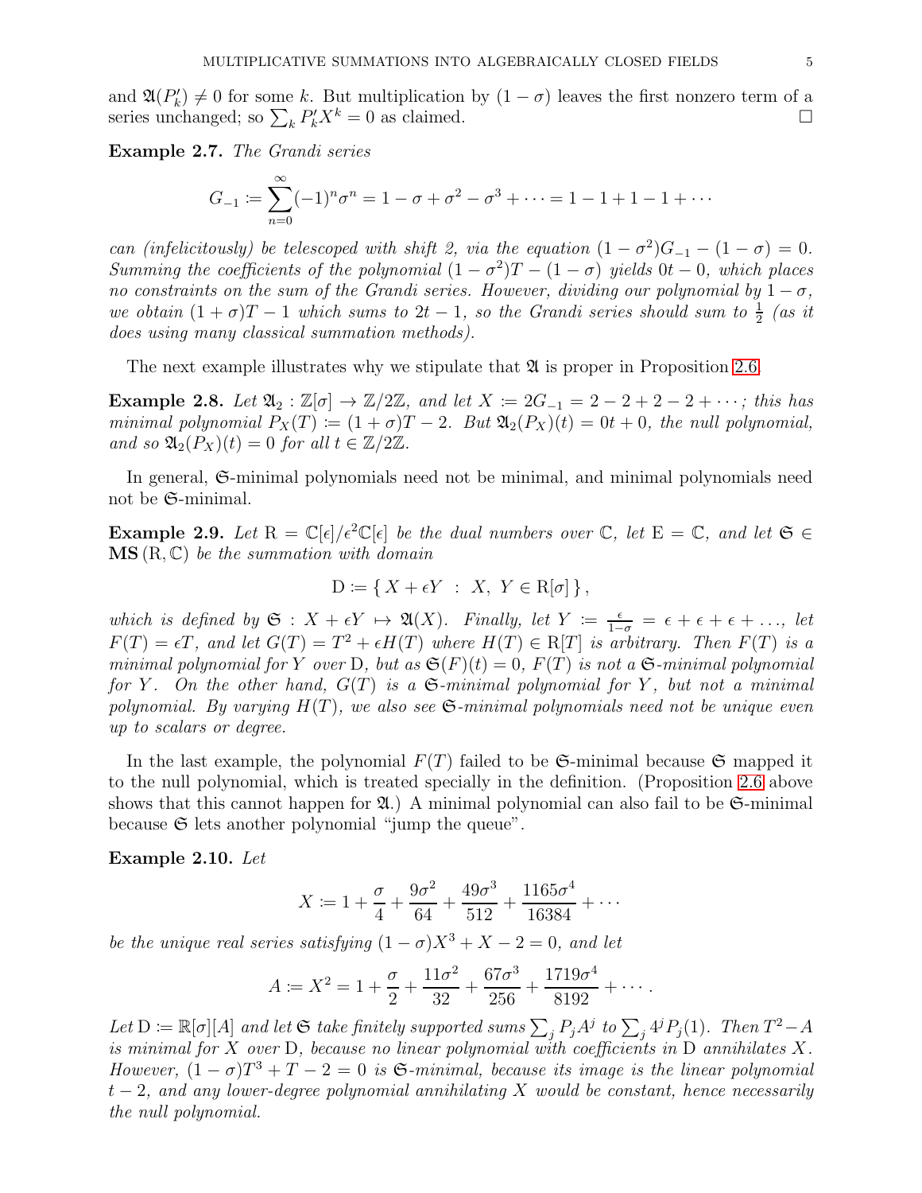and $\mathfrak{A}(P'_k) \neq 0$ for some $k$. But multiplication by $(1-\sigma)$ leaves the first nonzero term of a series unchanged; so $\sum_k P'_k X^k = 0$ as claimed. □

**Example 2.7.** *The Grandi series*

$$G_{-1} \coloneqq \sum_{n=0}^{\infty} (-1)^n \sigma^n = 1 - \sigma + \sigma^2 - \sigma^3 + \cdots = 1 - 1 + 1 - 1 + \cdots$$

*can (infelicitously) be telescoped with shift 2, via the equation $(1-\sigma^2)G_{-1} - (1-\sigma) = 0$. Summing the coefficients of the polynomial $(1-\sigma^2)T - (1-\sigma)$ yields $0t - 0$, which places no constraints on the sum of the Grandi series. However, dividing our polynomial by $1-\sigma$, we obtain $(1+\sigma)T - 1$ which sums to $2t - 1$, so the Grandi series should sum to $\frac{1}{2}$ (as it does using many classical summation methods).*

The next example illustrates why we stipulate that $\mathfrak{A}$ is proper in Proposition 2.6.

**Example 2.8.** *Let $\mathfrak{A}_2 : \mathbb{Z}[\sigma] \to \mathbb{Z}/2\mathbb{Z}$, and let $X \coloneqq 2G_{-1} = 2 - 2 + 2 - 2 + \cdots$; this has minimal polynomial $P_X(T) \coloneqq (1+\sigma)T - 2$. But $\mathfrak{A}_2(P_X)(t) = 0t + 0$, the null polynomial, and so $\mathfrak{A}_2(P_X)(t) = 0$ for all $t \in \mathbb{Z}/2\mathbb{Z}$.*

In general, $\mathfrak{S}$-minimal polynomials need not be minimal, and minimal polynomials need not be $\mathfrak{S}$-minimal.

**Example 2.9.** *Let $\mathrm{R} = \mathbb{C}[\epsilon]/\epsilon^2\mathbb{C}[\epsilon]$ be the dual numbers over $\mathbb{C}$, let $\mathrm{E} = \mathbb{C}$, and let $\mathfrak{S} \in \mathbf{MS}(\mathrm{R}, \mathbb{C})$ be the summation with domain*

$$\mathrm{D} \coloneqq \{ X + \epsilon Y \ : \ X, \ Y \in \mathrm{R}[\sigma] \},$$

*which is defined by $\mathfrak{S} : X + \epsilon Y \mapsto \mathfrak{A}(X)$. Finally, let $Y \coloneqq \frac{\epsilon}{1-\sigma} = \epsilon + \epsilon + \epsilon + \ldots$, let $F(T) = \epsilon T$, and let $G(T) = T^2 + \epsilon H(T)$ where $H(T) \in \mathrm{R}[T]$ is arbitrary. Then $F(T)$ is a minimal polynomial for $Y$ over $\mathrm{D}$, but as $\mathfrak{S}(F)(t) = 0$, $F(T)$ is not a $\mathfrak{S}$-minimal polynomial for $Y$. On the other hand, $G(T)$ is a $\mathfrak{S}$-minimal polynomial for $Y$, but not a minimal polynomial. By varying $H(T)$, we also see $\mathfrak{S}$-minimal polynomials need not be unique even up to scalars or degree.*

In the last example, the polynomial $F(T)$ failed to be $\mathfrak{S}$-minimal because $\mathfrak{S}$ mapped it to the null polynomial, which is treated specially in the definition. (Proposition 2.6 above shows that this cannot happen for $\mathfrak{A}$.) A minimal polynomial can also fail to be $\mathfrak{S}$-minimal because $\mathfrak{S}$ lets another polynomial "jump the queue".

**Example 2.10.** *Let*

$$X \coloneqq 1 + \frac{\sigma}{4} + \frac{9\sigma^2}{64} + \frac{49\sigma^3}{512} + \frac{1165\sigma^4}{16384} + \cdots$$

*be the unique real series satisfying $(1-\sigma)X^3 + X - 2 = 0$, and let*

$$A \coloneqq X^2 = 1 + \frac{\sigma}{2} + \frac{11\sigma^2}{32} + \frac{67\sigma^3}{256} + \frac{1719\sigma^4}{8192} + \cdots.$$

*Let $\mathrm{D} \coloneqq \mathbb{R}[\sigma][A]$ and let $\mathfrak{S}$ take finitely supported sums $\sum_j P_j A^j$ to $\sum_j 4^j P_j(1)$. Then $T^2 - A$ is minimal for $X$ over $\mathrm{D}$, because no linear polynomial with coefficients in $\mathrm{D}$ annihilates $X$. However, $(1-\sigma)T^3 + T - 2 = 0$ is $\mathfrak{S}$-minimal, because its image is the linear polynomial $t - 2$, and any lower-degree polynomial annihilating $X$ would be constant, hence necessarily the null polynomial.*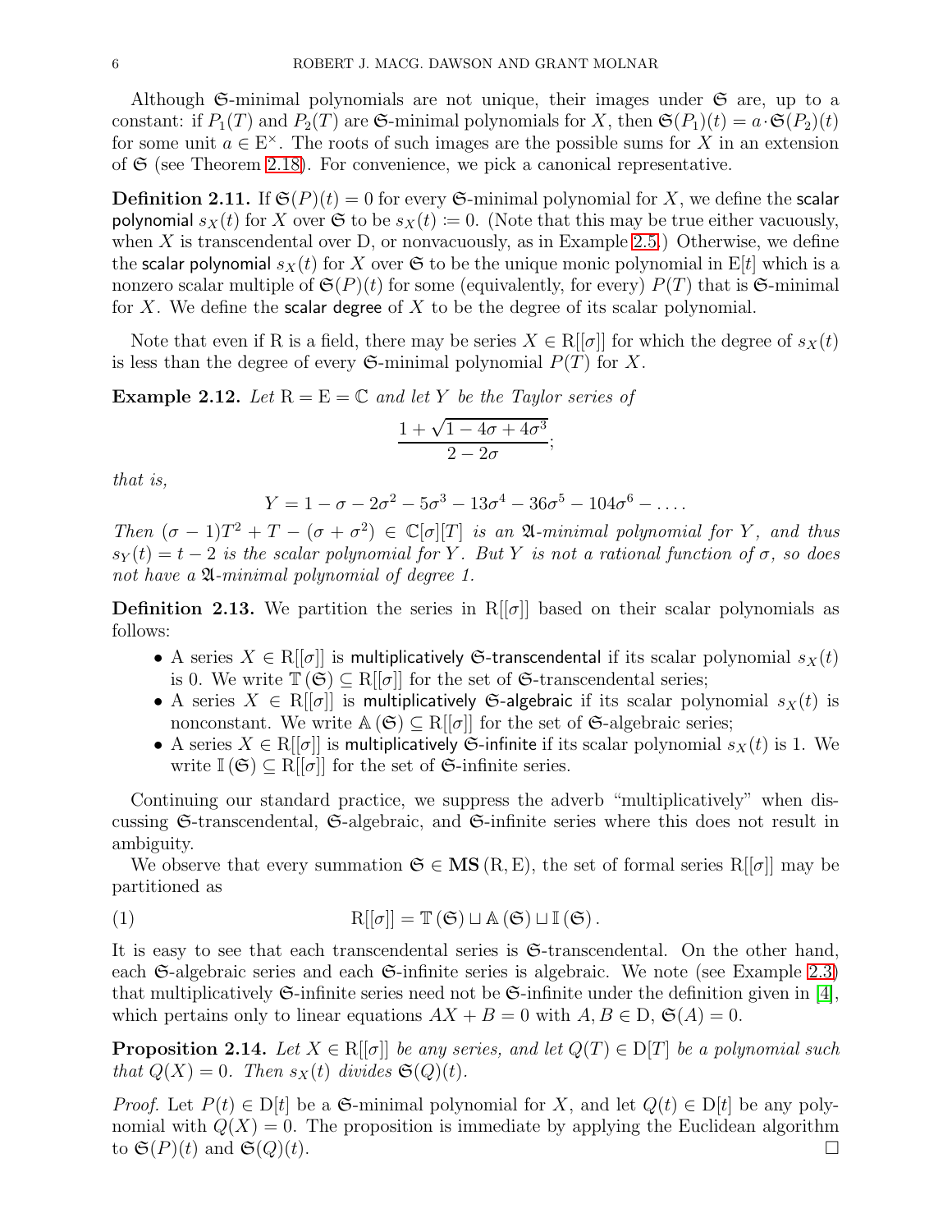Although $\mathfrak{S}$-minimal polynomials are not unique, their images under $\mathfrak{S}$ are, up to a constant: if $P_1(T)$ and $P_2(T)$ are $\mathfrak{S}$-minimal polynomials for $X$, then $\mathfrak{S}(P_1)(t) = a \cdot \mathfrak{S}(P_2)(t)$ for some unit $a \in \mathrm{E}^\times$. The roots of such images are the possible sums for $X$ in an extension of $\mathfrak{S}$ (see Theorem 2.18). For convenience, we pick a canonical representative.

**Definition 2.11.** If $\mathfrak{S}(P)(t) = 0$ for every $\mathfrak{S}$-minimal polynomial for $X$, we define the scalar polynomial $s_X(t)$ for $X$ over $\mathfrak{S}$ to be $s_X(t) := 0$. (Note that this may be true either vacuously, when $X$ is transcendental over D, or nonvacuously, as in Example 2.5.) Otherwise, we define the scalar polynomial $s_X(t)$ for $X$ over $\mathfrak{S}$ to be the unique monic polynomial in $\mathrm{E}[t]$ which is a nonzero scalar multiple of $\mathfrak{S}(P)(t)$ for some (equivalently, for every) $P(T)$ that is $\mathfrak{S}$-minimal for $X$. We define the scalar degree of $X$ to be the degree of its scalar polynomial.

Note that even if R is a field, there may be series $X \in \mathrm{R}[[\sigma]]$ for which the degree of $s_X(t)$ is less than the degree of every $\mathfrak{S}$-minimal polynomial $P(T)$ for $X$.

**Example 2.12.** *Let* $\mathrm{R} = \mathrm{E} = \mathbb{C}$ *and let* $Y$ *be the Taylor series of*

$$\frac{1 + \sqrt{1 - 4\sigma + 4\sigma^3}}{2 - 2\sigma};$$

*that is,*

$$Y = 1 - \sigma - 2\sigma^2 - 5\sigma^3 - 13\sigma^4 - 36\sigma^5 - 104\sigma^6 - \dots.$$

*Then* $(\sigma - 1)T^2 + T - (\sigma + \sigma^2) \in \mathbb{C}[\sigma][T]$ *is an* $\mathfrak{A}$*-minimal polynomial for* $Y$*, and thus* $s_Y(t) = t - 2$ *is the scalar polynomial for* $Y$*. But* $Y$ *is not a rational function of* $\sigma$*, so does not have a* $\mathfrak{A}$*-minimal polynomial of degree 1.*

**Definition 2.13.** We partition the series in $\mathrm{R}[[\sigma]]$ based on their scalar polynomials as follows:

- A series $X \in \mathrm{R}[[\sigma]]$ is multiplicatively $\mathfrak{S}$-transcendental if its scalar polynomial $s_X(t)$ is 0. We write $\mathbb{T}(\mathfrak{S}) \subseteq \mathrm{R}[[\sigma]]$ for the set of $\mathfrak{S}$-transcendental series;
- A series $X \in \mathrm{R}[[\sigma]]$ is multiplicatively $\mathfrak{S}$-algebraic if its scalar polynomial $s_X(t)$ is nonconstant. We write $\mathbb{A}(\mathfrak{S}) \subseteq \mathrm{R}[[\sigma]]$ for the set of $\mathfrak{S}$-algebraic series;
- A series $X \in \mathrm{R}[[\sigma]]$ is multiplicatively $\mathfrak{S}$-infinite if its scalar polynomial $s_X(t)$ is 1. We write $\mathbb{I}(\mathfrak{S}) \subseteq \mathrm{R}[[\sigma]]$ for the set of $\mathfrak{S}$-infinite series.

Continuing our standard practice, we suppress the adverb "multiplicatively" when discussing $\mathfrak{S}$-transcendental, $\mathfrak{S}$-algebraic, and $\mathfrak{S}$-infinite series where this does not result in ambiguity.

We observe that every summation $\mathfrak{S} \in \mathbf{MS}(\mathrm{R}, \mathrm{E})$, the set of formal series $\mathrm{R}[[\sigma]]$ may be partitioned as

$$\mathrm{R}[[\sigma]] = \mathbb{T}(\mathfrak{S}) \sqcup \mathbb{A}(\mathfrak{S}) \sqcup \mathbb{I}(\mathfrak{S}). \tag{1}$$

It is easy to see that each transcendental series is $\mathfrak{S}$-transcendental. On the other hand, each $\mathfrak{S}$-algebraic series and each $\mathfrak{S}$-infinite series is algebraic. We note (see Example 2.3) that multiplicatively $\mathfrak{S}$-infinite series need not be $\mathfrak{S}$-infinite under the definition given in [4], which pertains only to linear equations $AX + B = 0$ with $A, B \in \mathrm{D}$, $\mathfrak{S}(A) = 0$.

**Proposition 2.14.** *Let* $X \in \mathrm{R}[[\sigma]]$ *be any series, and let* $Q(T) \in \mathrm{D}[T]$ *be a polynomial such that* $Q(X) = 0$*. Then* $s_X(t)$ *divides* $\mathfrak{S}(Q)(t)$*.*

*Proof.* Let $P(t) \in \mathrm{D}[t]$ be a $\mathfrak{S}$-minimal polynomial for $X$, and let $Q(t) \in \mathrm{D}[t]$ be any polynomial with $Q(X) = 0$. The proposition is immediate by applying the Euclidean algorithm to $\mathfrak{S}(P)(t)$ and $\mathfrak{S}(Q)(t)$. □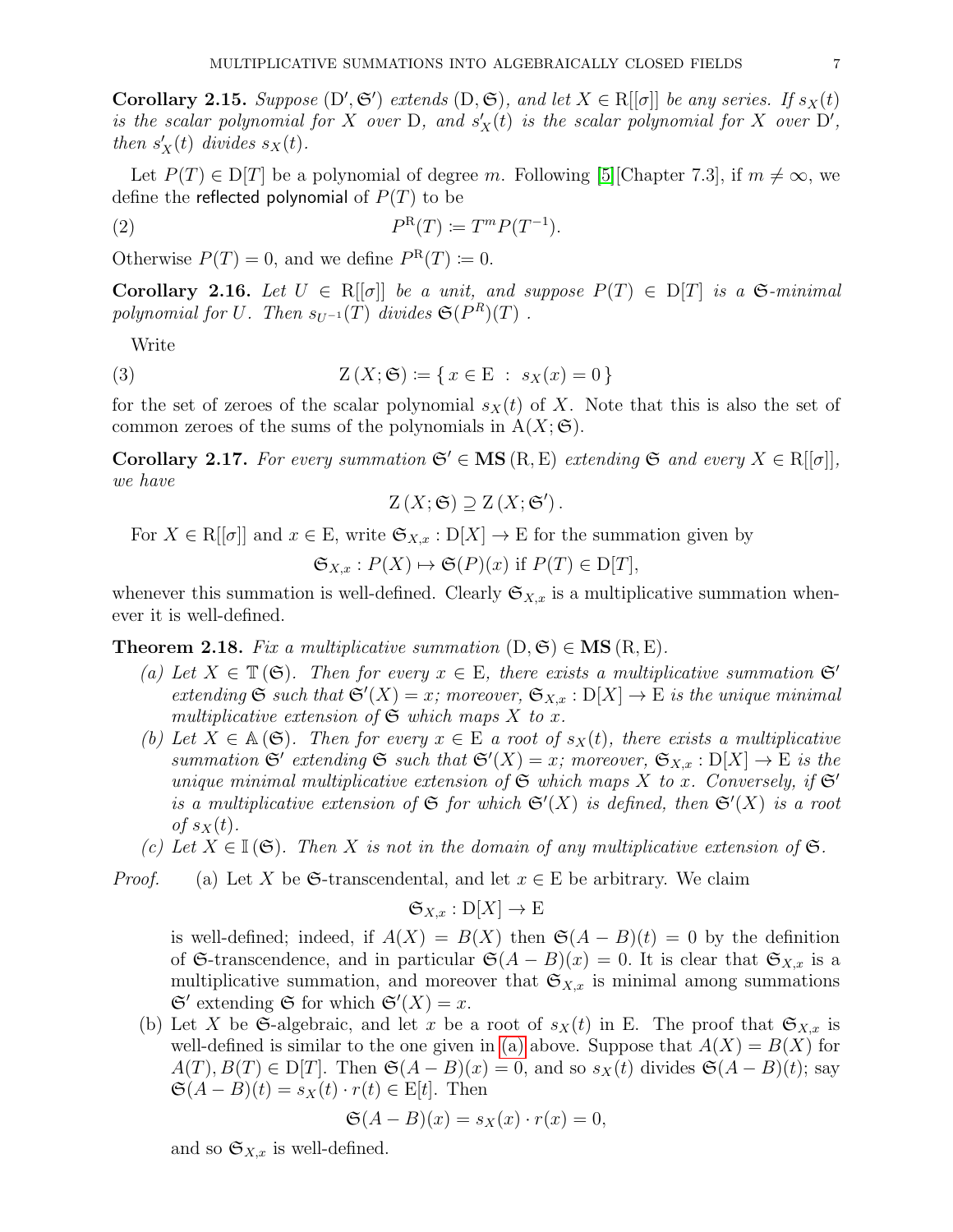**Corollary 2.15.** *Suppose* $(\mathrm{D}', \mathfrak{S}')$ *extends* $(\mathrm{D}, \mathfrak{S})$*, and let* $X \in \mathrm{R}[[\sigma]]$ *be any series. If* $s_X(t)$ *is the scalar polynomial for* $X$ *over* $\mathrm{D}$*, and* $s'_X(t)$ *is the scalar polynomial for* $X$ *over* $\mathrm{D}'$*, then* $s'_X(t)$ *divides* $s_X(t)$*.*

Let $P(T) \in \mathrm{D}[T]$ be a polynomial of degree $m$. Following [5][Chapter 7.3], if $m \neq \infty$, we define the reflected polynomial of $P(T)$ to be

$$P^{\mathrm{R}}(T) \coloneqq T^m P(T^{-1}). \tag{2}$$

Otherwise $P(T) = 0$, and we define $P^{\mathrm{R}}(T) \coloneqq 0$.

**Corollary 2.16.** *Let* $U \in \mathrm{R}[[\sigma]]$ *be a unit, and suppose* $P(T) \in \mathrm{D}[T]$ *is a* $\mathfrak{S}$*-minimal polynomial for* $U$*. Then* $s_{U^{-1}}(T)$ *divides* $\mathfrak{S}(P^R)(T)$ *.*

Write

$$\mathrm{Z}\left(X; \mathfrak{S}\right) \coloneqq \{\, x \in \mathrm{E} \;:\; s_X(x) = 0 \,\} \tag{3}$$

for the set of zeroes of the scalar polynomial $s_X(t)$ of $X$. Note that this is also the set of common zeroes of the sums of the polynomials in $\mathrm{A}(X; \mathfrak{S})$.

**Corollary 2.17.** *For every summation* $\mathfrak{S}' \in \mathbf{MS}\left(\mathrm{R}, \mathrm{E}\right)$ *extending* $\mathfrak{S}$ *and every* $X \in \mathrm{R}[[\sigma]]$*, we have*

$$\mathrm{Z}\left(X; \mathfrak{S}\right) \supseteq \mathrm{Z}\left(X; \mathfrak{S}'\right).$$

For $X \in \mathrm{R}[[\sigma]]$ and $x \in \mathrm{E}$, write $\mathfrak{S}_{X,x} : \mathrm{D}[X] \to \mathrm{E}$ for the summation given by

$$\mathfrak{S}_{X,x} : P(X) \mapsto \mathfrak{S}(P)(x) \text{ if } P(T) \in \mathrm{D}[T],$$

whenever this summation is well-defined. Clearly $\mathfrak{S}_{X,x}$ is a multiplicative summation whenever it is well-defined.

**Theorem 2.18.** *Fix a multiplicative summation* $(\mathrm{D}, \mathfrak{S}) \in \mathbf{MS}\left(\mathrm{R}, \mathrm{E}\right)$*.*

*(a) Let* $X \in \mathbb{T}\left(\mathfrak{S}\right)$*. Then for every* $x \in \mathrm{E}$*, there exists a multiplicative summation* $\mathfrak{S}'$ *extending* $\mathfrak{S}$ *such that* $\mathfrak{S}'(X) = x$*; moreover,* $\mathfrak{S}_{X,x} : \mathrm{D}[X] \to \mathrm{E}$ *is the unique minimal multiplicative extension of* $\mathfrak{S}$ *which maps* $X$ *to* $x$*.*

*(b) Let* $X \in \mathbb{A}\left(\mathfrak{S}\right)$*. Then for every* $x \in \mathrm{E}$ *a root of* $s_X(t)$*, there exists a multiplicative summation* $\mathfrak{S}'$ *extending* $\mathfrak{S}$ *such that* $\mathfrak{S}'(X) = x$*; moreover,* $\mathfrak{S}_{X,x} : \mathrm{D}[X] \to \mathrm{E}$ *is the unique minimal multiplicative extension of* $\mathfrak{S}$ *which maps* $X$ *to* $x$*. Conversely, if* $\mathfrak{S}'$ *is a multiplicative extension of* $\mathfrak{S}$ *for which* $\mathfrak{S}'(X)$ *is defined, then* $\mathfrak{S}'(X)$ *is a root of* $s_X(t)$*.*

*(c) Let* $X \in \mathbb{I}\left(\mathfrak{S}\right)$*. Then* $X$ *is not in the domain of any multiplicative extension of* $\mathfrak{S}$*.*

*Proof.* (a) Let $X$ be $\mathfrak{S}$-transcendental, and let $x \in \mathrm{E}$ be arbitrary. We claim

$$\mathfrak{S}_{X,x} : \mathrm{D}[X] \to \mathrm{E}$$

is well-defined; indeed, if $A(X) = B(X)$ then $\mathfrak{S}(A - B)(t) = 0$ by the definition of $\mathfrak{S}$-transcendence, and in particular $\mathfrak{S}(A - B)(x) = 0$. It is clear that $\mathfrak{S}_{X,x}$ is a multiplicative summation, and moreover that $\mathfrak{S}_{X,x}$ is minimal among summations $\mathfrak{S}'$ extending $\mathfrak{S}$ for which $\mathfrak{S}'(X) = x$.

(b) Let $X$ be $\mathfrak{S}$-algebraic, and let $x$ be a root of $s_X(t)$ in $\mathrm{E}$. The proof that $\mathfrak{S}_{X,x}$ is well-defined is similar to the one given in (a) above. Suppose that $A(X) = B(X)$ for $A(T), B(T) \in \mathrm{D}[T]$. Then $\mathfrak{S}(A - B)(x) = 0$, and so $s_X(t)$ divides $\mathfrak{S}(A - B)(t)$; say $\mathfrak{S}(A - B)(t) = s_X(t) \cdot r(t) \in \mathrm{E}[t]$. Then

$$\mathfrak{S}(A - B)(x) = s_X(x) \cdot r(x) = 0,$$

and so $\mathfrak{S}_{X,x}$ is well-defined.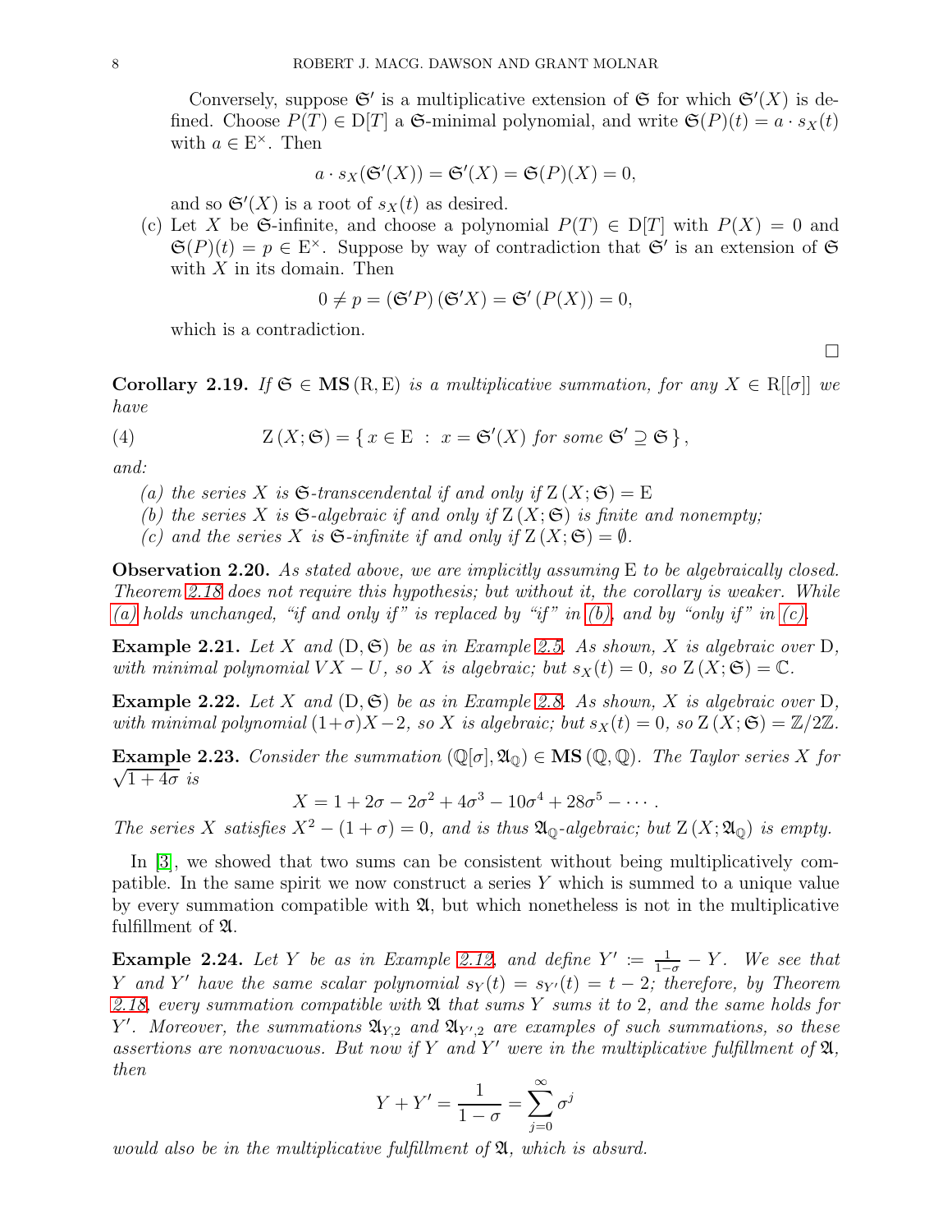Conversely, suppose $\mathfrak{S}'$ is a multiplicative extension of $\mathfrak{S}$ for which $\mathfrak{S}'(X)$ is defined. Choose $P(T) \in \mathrm{D}[T]$ a $\mathfrak{S}$-minimal polynomial, and write $\mathfrak{S}(P)(t) = a \cdot s_X(t)$ with $a \in \mathrm{E}^\times$. Then

$$a \cdot s_X(\mathfrak{S}'(X)) = \mathfrak{S}'(X) = \mathfrak{S}(P)(X) = 0,$$

and so $\mathfrak{S}'(X)$ is a root of $s_X(t)$ as desired.

(c) Let $X$ be $\mathfrak{S}$-infinite, and choose a polynomial $P(T) \in \mathrm{D}[T]$ with $P(X) = 0$ and $\mathfrak{S}(P)(t) = p \in \mathrm{E}^\times$. Suppose by way of contradiction that $\mathfrak{S}'$ is an extension of $\mathfrak{S}$ with $X$ in its domain. Then

$$0 \neq p = (\mathfrak{S}'P)(\mathfrak{S}'X) = \mathfrak{S}'(P(X)) = 0,$$

which is a contradiction.

□

**Corollary 2.19.** *If $\mathfrak{S} \in \mathbf{MS}(\mathrm{R}, \mathrm{E})$ is a multiplicative summation, for any $X \in \mathrm{R}[[\sigma]]$ we have*

$$\mathrm{Z}(X; \mathfrak{S}) = \{ x \in \mathrm{E} \; : \; x = \mathfrak{S}'(X) \text{ for some } \mathfrak{S}' \supseteq \mathfrak{S} \}, \tag{4}$$

*and:*

*(a) the series $X$ is $\mathfrak{S}$-transcendental if and only if $\mathrm{Z}(X; \mathfrak{S}) = \mathrm{E}$*
*(b) the series $X$ is $\mathfrak{S}$-algebraic if and only if $\mathrm{Z}(X; \mathfrak{S})$ is finite and nonempty;*
*(c) and the series $X$ is $\mathfrak{S}$-infinite if and only if $\mathrm{Z}(X; \mathfrak{S}) = \emptyset$.*

**Observation 2.20.** *As stated above, we are implicitly assuming $\mathrm{E}$ to be algebraically closed. Theorem 2.18 does not require this hypothesis; but without it, the corollary is weaker. While (a) holds unchanged, "if and only if" is replaced by "if" in (b), and by "only if" in (c).*

**Example 2.21.** *Let $X$ and $(\mathrm{D}, \mathfrak{S})$ be as in Example 2.5. As shown, $X$ is algebraic over $\mathrm{D}$, with minimal polynomial $VX - U$, so $X$ is algebraic; but $s_X(t) = 0$, so $\mathrm{Z}(X; \mathfrak{S}) = \mathbb{C}$.*

**Example 2.22.** *Let $X$ and $(\mathrm{D}, \mathfrak{S})$ be as in Example 2.8. As shown, $X$ is algebraic over $\mathrm{D}$, with minimal polynomial $(1+\sigma)X - 2$, so $X$ is algebraic; but $s_X(t) = 0$, so $\mathrm{Z}(X; \mathfrak{S}) = \mathbb{Z}/2\mathbb{Z}$.*

**Example 2.23.** *Consider the summation $(\mathbb{Q}[\sigma], \mathfrak{A}_\mathbb{Q}) \in \mathbf{MS}(\mathbb{Q}, \mathbb{Q})$. The Taylor series $X$ for $\sqrt{1 + 4\sigma}$ is*

$$X = 1 + 2\sigma - 2\sigma^2 + 4\sigma^3 - 10\sigma^4 + 28\sigma^5 - \cdots.$$

*The series $X$ satisfies $X^2 - (1 + \sigma) = 0$, and is thus $\mathfrak{A}_\mathbb{Q}$-algebraic; but $\mathrm{Z}(X; \mathfrak{A}_\mathbb{Q})$ is empty.*

In [3], we showed that two sums can be consistent without being multiplicatively compatible. In the same spirit we now construct a series $Y$ which is summed to a unique value by every summation compatible with $\mathfrak{A}$, but which nonetheless is not in the multiplicative fulfillment of $\mathfrak{A}$.

**Example 2.24.** *Let $Y$ be as in Example 2.12, and define $Y' := \frac{1}{1-\sigma} - Y$. We see that $Y$ and $Y'$ have the same scalar polynomial $s_Y(t) = s_{Y'}(t) = t - 2$; therefore, by Theorem 2.18, every summation compatible with $\mathfrak{A}$ that sums $Y$ sums it to $2$, and the same holds for $Y'$. Moreover, the summations $\mathfrak{A}_{Y,2}$ and $\mathfrak{A}_{Y',2}$ are examples of such summations, so these assertions are nonvacuous. But now if $Y$ and $Y'$ were in the multiplicative fulfillment of $\mathfrak{A}$, then*

$$Y + Y' = \frac{1}{1-\sigma} = \sum_{j=0}^{\infty} \sigma^j$$

*would also be in the multiplicative fulfillment of $\mathfrak{A}$, which is absurd.*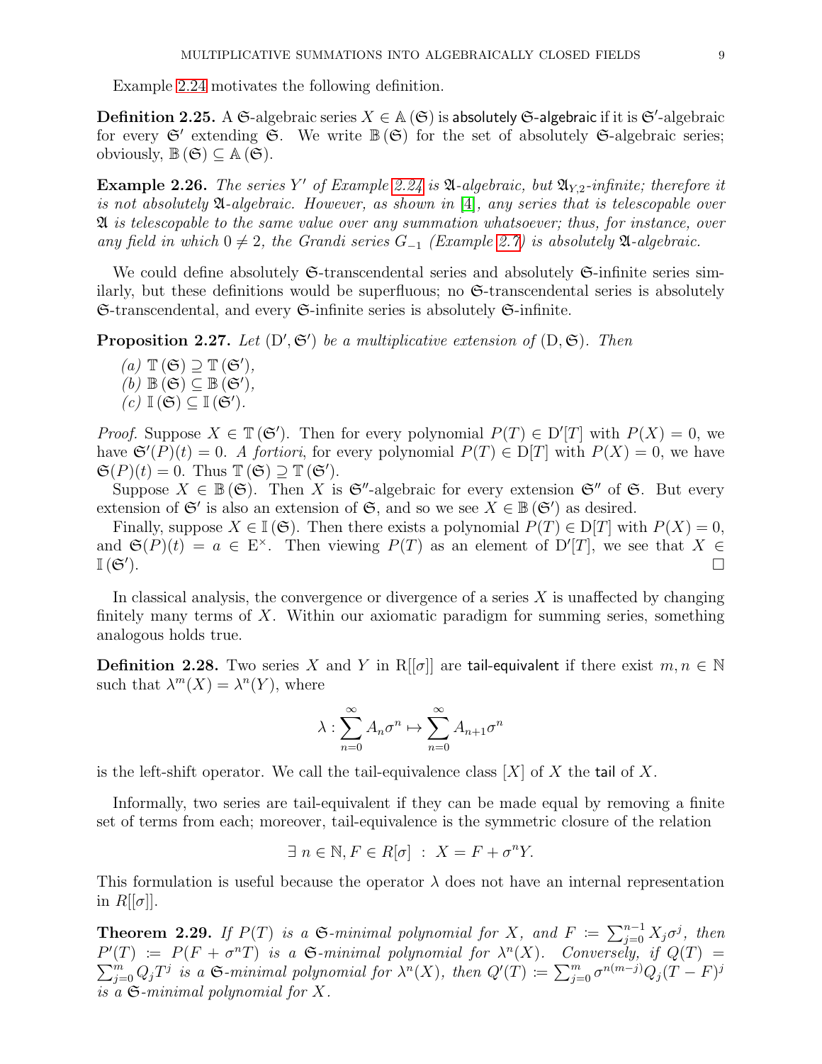Example 2.24 motivates the following definition.

**Definition 2.25.** A $\mathfrak{S}$-algebraic series $X \in \mathbb{A}(\mathfrak{S})$ is absolutely $\mathfrak{S}$-algebraic if it is $\mathfrak{S}'$-algebraic for every $\mathfrak{S}'$ extending $\mathfrak{S}$. We write $\mathbb{B}(\mathfrak{S})$ for the set of absolutely $\mathfrak{S}$-algebraic series; obviously, $\mathbb{B}(\mathfrak{S}) \subseteq \mathbb{A}(\mathfrak{S})$.

**Example 2.26.** *The series $Y'$ of Example 2.24 is $\mathfrak{A}$-algebraic, but $\mathfrak{A}_{Y,2}$-infinite; therefore it is not absolutely $\mathfrak{A}$-algebraic. However, as shown in [4], any series that is telescopable over $\mathfrak{A}$ is telescopable to the same value over any summation whatsoever; thus, for instance, over any field in which $0 \neq 2$, the Grandi series $G_{-1}$ (Example 2.7) is absolutely $\mathfrak{A}$-algebraic.*

We could define absolutely $\mathfrak{S}$-transcendental series and absolutely $\mathfrak{S}$-infinite series similarly, but these definitions would be superfluous; no $\mathfrak{S}$-transcendental series is absolutely $\mathfrak{S}$-transcendental, and every $\mathfrak{S}$-infinite series is absolutely $\mathfrak{S}$-infinite.

**Proposition 2.27.** *Let $(\mathrm{D}', \mathfrak{S}')$ be a multiplicative extension of $(\mathrm{D}, \mathfrak{S})$. Then*

*(a)* $\mathbb{T}(\mathfrak{S}) \supseteq \mathbb{T}(\mathfrak{S}')$,
*(b)* $\mathbb{B}(\mathfrak{S}) \subseteq \mathbb{B}(\mathfrak{S}')$,
*(c)* $\mathbb{I}(\mathfrak{S}) \subseteq \mathbb{I}(\mathfrak{S}')$.

*Proof.* Suppose $X \in \mathbb{T}(\mathfrak{S}')$. Then for every polynomial $P(T) \in \mathrm{D}'[T]$ with $P(X) = 0$, we have $\mathfrak{S}'(P)(t) = 0$. *A fortiori*, for every polynomial $P(T) \in \mathrm{D}[T]$ with $P(X) = 0$, we have $\mathfrak{S}(P)(t) = 0$. Thus $\mathbb{T}(\mathfrak{S}) \supseteq \mathbb{T}(\mathfrak{S}')$.

Suppose $X \in \mathbb{B}(\mathfrak{S})$. Then $X$ is $\mathfrak{S}''$-algebraic for every extension $\mathfrak{S}''$ of $\mathfrak{S}$. But every extension of $\mathfrak{S}'$ is also an extension of $\mathfrak{S}$, and so we see $X \in \mathbb{B}(\mathfrak{S}')$ as desired.

Finally, suppose $X \in \mathbb{I}(\mathfrak{S})$. Then there exists a polynomial $P(T) \in \mathrm{D}[T]$ with $P(X) = 0$, and $\mathfrak{S}(P)(t) = a \in \mathrm{E}^\times$. Then viewing $P(T)$ as an element of $\mathrm{D}'[T]$, we see that $X \in \mathbb{I}(\mathfrak{S}')$. □

In classical analysis, the convergence or divergence of a series $X$ is unaffected by changing finitely many terms of $X$. Within our axiomatic paradigm for summing series, something analogous holds true.

**Definition 2.28.** Two series $X$ and $Y$ in $\mathrm{R}[[\sigma]]$ are tail-equivalent if there exist $m, n \in \mathbb{N}$ such that $\lambda^m(X) = \lambda^n(Y)$, where

$$\lambda : \sum_{n=0}^{\infty} A_n \sigma^n \mapsto \sum_{n=0}^{\infty} A_{n+1} \sigma^n$$

is the left-shift operator. We call the tail-equivalence class $[X]$ of $X$ the tail of $X$.

Informally, two series are tail-equivalent if they can be made equal by removing a finite set of terms from each; moreover, tail-equivalence is the symmetric closure of the relation

$$\exists\ n \in \mathbb{N}, F \in R[\sigma]\ :\ X = F + \sigma^n Y.$$

This formulation is useful because the operator $\lambda$ does not have an internal representation in $R[[\sigma]]$.

**Theorem 2.29.** *If $P(T)$ is a $\mathfrak{S}$-minimal polynomial for $X$, and $F := \sum_{j=0}^{n-1} X_j \sigma^j$, then $P'(T) := P(F + \sigma^n T)$ is a $\mathfrak{S}$-minimal polynomial for $\lambda^n(X)$. Conversely, if $Q(T) = \sum_{j=0}^{m} Q_j T^j$ is a $\mathfrak{S}$-minimal polynomial for $\lambda^n(X)$, then $Q'(T) := \sum_{j=0}^{m} \sigma^{n(m-j)} Q_j (T - F)^j$ is a $\mathfrak{S}$-minimal polynomial for $X$.*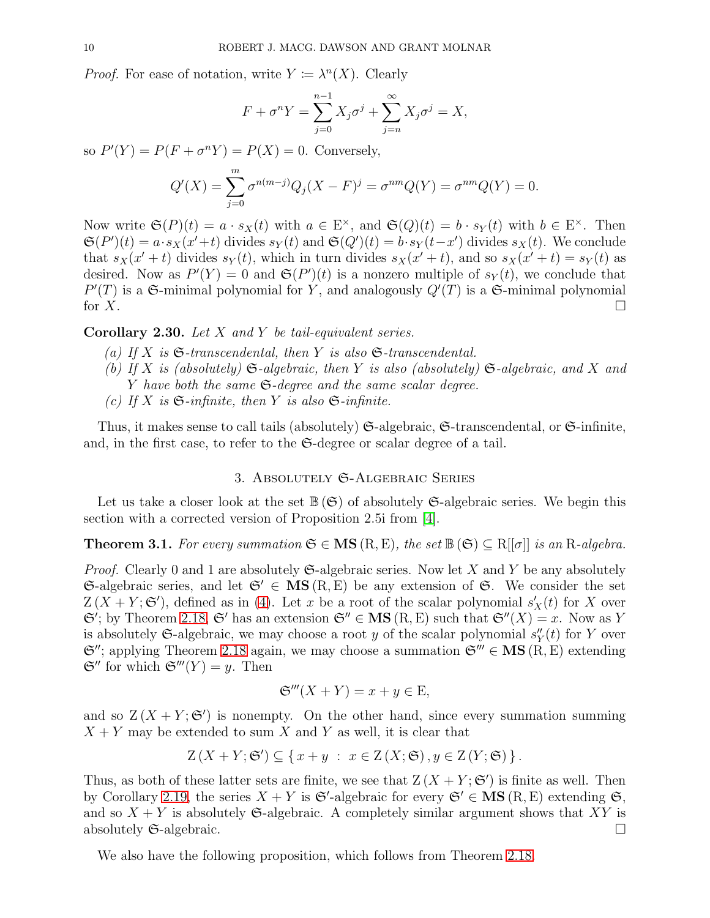*Proof.* For ease of notation, write $Y \coloneqq \lambda^n(X)$. Clearly

$$F + \sigma^n Y = \sum_{j=0}^{n-1} X_j \sigma^j + \sum_{j=n}^{\infty} X_j \sigma^j = X,$$

so $P'(Y) = P(F + \sigma^n Y) = P(X) = 0$. Conversely,

$$Q'(X) = \sum_{j=0}^{m} \sigma^{n(m-j)} Q_j (X - F)^j = \sigma^{nm} Q(Y) = \sigma^{nm} Q(Y) = 0.$$

Now write $\mathfrak{S}(P)(t) = a \cdot s_X(t)$ with $a \in \mathrm{E}^\times$, and $\mathfrak{S}(Q)(t) = b \cdot s_Y(t)$ with $b \in \mathrm{E}^\times$. Then $\mathfrak{S}(P')(t) = a \cdot s_X(x' + t)$ divides $s_Y(t)$ and $\mathfrak{S}(Q')(t) = b \cdot s_Y(t - x')$ divides $s_X(t)$. We conclude that $s_X(x' + t)$ divides $s_Y(t)$, which in turn divides $s_X(x' + t)$, and so $s_X(x' + t) = s_Y(t)$ as desired. Now as $P'(Y) = 0$ and $\mathfrak{S}(P')(t)$ is a nonzero multiple of $s_Y(t)$, we conclude that $P'(T)$ is a $\mathfrak{S}$-minimal polynomial for $Y$, and analogously $Q'(T)$ is a $\mathfrak{S}$-minimal polynomial for $X$. $\square$

**Corollary 2.30.** *Let $X$ and $Y$ be tail-equivalent series.*

*(a) If $X$ is $\mathfrak{S}$-transcendental, then $Y$ is also $\mathfrak{S}$-transcendental.*
*(b) If $X$ is (absolutely) $\mathfrak{S}$-algebraic, then $Y$ is also (absolutely) $\mathfrak{S}$-algebraic, and $X$ and $Y$ have both the same $\mathfrak{S}$-degree and the same scalar degree.*
*(c) If $X$ is $\mathfrak{S}$-infinite, then $Y$ is also $\mathfrak{S}$-infinite.*

Thus, it makes sense to call tails (absolutely) $\mathfrak{S}$-algebraic, $\mathfrak{S}$-transcendental, or $\mathfrak{S}$-infinite, and, in the first case, to refer to the $\mathfrak{S}$-degree or scalar degree of a tail.

## 3. Absolutely $\mathfrak{S}$-Algebraic Series

Let us take a closer look at the set $\mathbb{B}(\mathfrak{S})$ of absolutely $\mathfrak{S}$-algebraic series. We begin this section with a corrected version of Proposition 2.5i from [4].

**Theorem 3.1.** *For every summation $\mathfrak{S} \in \mathbf{MS}(\mathrm{R}, \mathrm{E})$, the set $\mathbb{B}(\mathfrak{S}) \subseteq \mathrm{R}[[\sigma]]$ is an $\mathrm{R}$-algebra.*

*Proof.* Clearly 0 and 1 are absolutely $\mathfrak{S}$-algebraic series. Now let $X$ and $Y$ be any absolutely $\mathfrak{S}$-algebraic series, and let $\mathfrak{S}' \in \mathbf{MS}(\mathrm{R}, \mathrm{E})$ be any extension of $\mathfrak{S}$. We consider the set $\mathrm{Z}(X + Y; \mathfrak{S}')$, defined as in (4). Let $x$ be a root of the scalar polynomial $s'_X(t)$ for $X$ over $\mathfrak{S}'$; by Theorem 2.18, $\mathfrak{S}'$ has an extension $\mathfrak{S}'' \in \mathbf{MS}(\mathrm{R}, \mathrm{E})$ such that $\mathfrak{S}''(X) = x$. Now as $Y$ is absolutely $\mathfrak{S}$-algebraic, we may choose a root $y$ of the scalar polynomial $s''_Y(t)$ for $Y$ over $\mathfrak{S}''$; applying Theorem 2.18 again, we may choose a summation $\mathfrak{S}''' \in \mathbf{MS}(\mathrm{R}, \mathrm{E})$ extending $\mathfrak{S}''$ for which $\mathfrak{S}'''(Y) = y$. Then

$$\mathfrak{S}'''(X + Y) = x + y \in \mathrm{E},$$

and so $\mathrm{Z}(X + Y; \mathfrak{S}')$ is nonempty. On the other hand, since every summation summing $X + Y$ may be extended to sum $X$ and $Y$ as well, it is clear that

$$\mathrm{Z}(X + Y; \mathfrak{S}') \subseteq \{ x + y \ : \ x \in \mathrm{Z}(X; \mathfrak{S}), y \in \mathrm{Z}(Y; \mathfrak{S}) \}.$$

Thus, as both of these latter sets are finite, we see that $\mathrm{Z}(X + Y; \mathfrak{S}')$ is finite as well. Then by Corollary 2.19, the series $X + Y$ is $\mathfrak{S}'$-algebraic for every $\mathfrak{S}' \in \mathbf{MS}(\mathrm{R}, \mathrm{E})$ extending $\mathfrak{S}$, and so $X + Y$ is absolutely $\mathfrak{S}$-algebraic. A completely similar argument shows that $XY$ is absolutely $\mathfrak{S}$-algebraic. $\square$

We also have the following proposition, which follows from Theorem 2.18.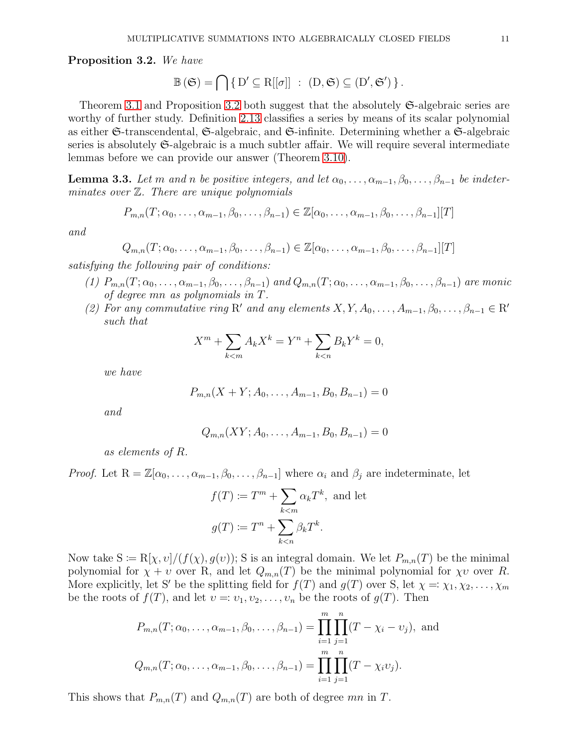**Proposition 3.2.** *We have*

$$\mathbb{B}(\mathfrak{S}) = \bigcap \{ \mathrm{D}' \subseteq \mathrm{R}[[\sigma]] \ : \ (\mathrm{D}, \mathfrak{S}) \subseteq (\mathrm{D}', \mathfrak{S}') \}.$$

Theorem 3.1 and Proposition 3.2 both suggest that the absolutely $\mathfrak{S}$-algebraic series are worthy of further study. Definition 2.13 classifies a series by means of its scalar polynomial as either $\mathfrak{S}$-transcendental, $\mathfrak{S}$-algebraic, and $\mathfrak{S}$-infinite. Determining whether a $\mathfrak{S}$-algebraic series is absolutely $\mathfrak{S}$-algebraic is a much subtler affair. We will require several intermediate lemmas before we can provide our answer (Theorem 3.10).

**Lemma 3.3.** *Let $m$ and $n$ be positive integers, and let $\alpha_0, \ldots, \alpha_{m-1}, \beta_0, \ldots, \beta_{n-1}$ be indeterminates over $\mathbb{Z}$. There are unique polynomials*

$$P_{m,n}(T; \alpha_0, \ldots, \alpha_{m-1}, \beta_0, \ldots, \beta_{n-1}) \in \mathbb{Z}[\alpha_0, \ldots, \alpha_{m-1}, \beta_0, \ldots, \beta_{n-1}][T]$$

*and*

$$Q_{m,n}(T; \alpha_0, \ldots, \alpha_{m-1}, \beta_0, \ldots, \beta_{n-1}) \in \mathbb{Z}[\alpha_0, \ldots, \alpha_{m-1}, \beta_0, \ldots, \beta_{n-1}][T]$$

*satisfying the following pair of conditions:*

*(1) $P_{m,n}(T; \alpha_0, \ldots, \alpha_{m-1}, \beta_0, \ldots, \beta_{n-1})$ and $Q_{m,n}(T; \alpha_0, \ldots, \alpha_{m-1}, \beta_0, \ldots, \beta_{n-1})$ are monic of degree $mn$ as polynomials in $T$.*

*(2) For any commutative ring $\mathrm{R}'$ and any elements $X, Y, A_0, \ldots, A_{m-1}, \beta_0, \ldots, \beta_{n-1} \in \mathrm{R}'$ such that*

$$X^m + \sum_{k<m} A_k X^k = Y^n + \sum_{k<n} B_k Y^k = 0,$$

*we have*

$$P_{m,n}(X + Y; A_0, \ldots, A_{m-1}, B_0, B_{n-1}) = 0$$

*and*

$$Q_{m,n}(XY; A_0, \ldots, A_{m-1}, B_0, B_{n-1}) = 0$$

*as elements of $R$.*

*Proof.* Let $\mathrm{R} = \mathbb{Z}[\alpha_0, \ldots, \alpha_{m-1}, \beta_0, \ldots, \beta_{n-1}]$ where $\alpha_i$ and $\beta_j$ are indeterminate, let

$$f(T) \coloneqq T^m + \sum_{k<m} \alpha_k T^k, \text{ and let}$$
$$g(T) \coloneqq T^n + \sum_{k<n} \beta_k T^k.$$

Now take $\mathrm{S} \coloneqq \mathrm{R}[\chi, \upsilon]/(f(\chi), g(\upsilon))$; S is an integral domain. We let $P_{m,n}(T)$ be the minimal polynomial for $\chi + \upsilon$ over R, and let $Q_{m,n}(T)$ be the minimal polynomial for $\chi\upsilon$ over $R$. More explicitly, let $\mathrm{S}'$ be the splitting field for $f(T)$ and $g(T)$ over S, let $\chi =: \chi_1, \chi_2, \ldots, \chi_m$ be the roots of $f(T)$, and let $\upsilon =: \upsilon_1, \upsilon_2, \ldots, \upsilon_n$ be the roots of $g(T)$. Then

$$P_{m,n}(T; \alpha_0, \ldots, \alpha_{m-1}, \beta_0, \ldots, \beta_{n-1}) = \prod_{i=1}^{m} \prod_{j=1}^{n} (T - \chi_i - \upsilon_j), \text{ and}$$
$$Q_{m,n}(T; \alpha_0, \ldots, \alpha_{m-1}, \beta_0, \ldots, \beta_{n-1}) = \prod_{i=1}^{m} \prod_{j=1}^{n} (T - \chi_i \upsilon_j).$$

This shows that $P_{m,n}(T)$ and $Q_{m,n}(T)$ are both of degree $mn$ in $T$.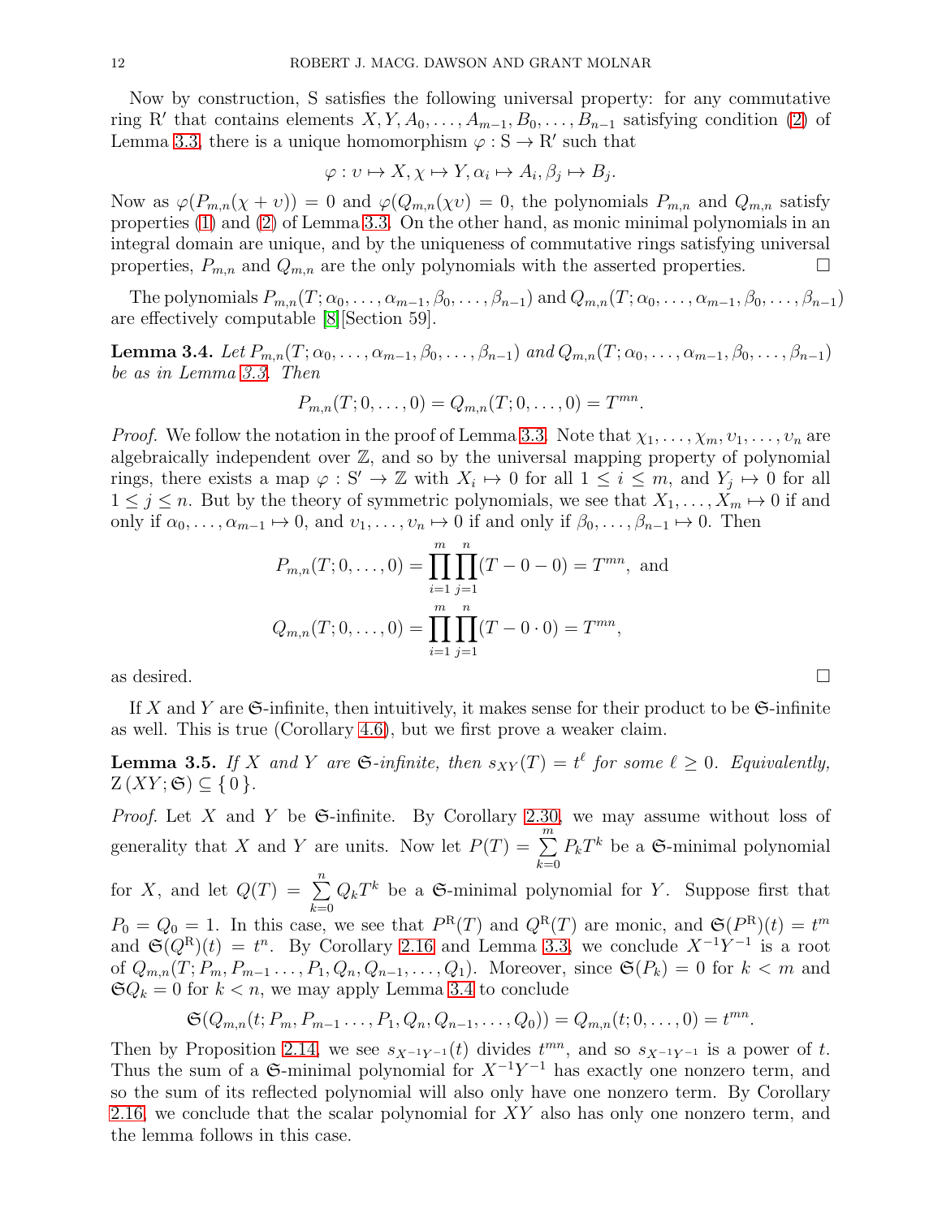Now by construction, S satisfies the following universal property: for any commutative ring R′ that contains elements $X, Y, A_0, \dots, A_{m-1}, B_0, \dots, B_{n-1}$ satisfying condition (2) of Lemma 3.3, there is a unique homomorphism $\varphi : \mathrm{S} \to \mathrm{R}'$ such that

$$\varphi : \upsilon \mapsto X, \chi \mapsto Y, \alpha_i \mapsto A_i, \beta_j \mapsto B_j.$$

Now as $\varphi(P_{m,n}(\chi + \upsilon)) = 0$ and $\varphi(Q_{m,n}(\chi\upsilon) = 0$, the polynomials $P_{m,n}$ and $Q_{m,n}$ satisfy properties (1) and (2) of Lemma 3.3. On the other hand, as monic minimal polynomials in an integral domain are unique, and by the uniqueness of commutative rings satisfying universal properties, $P_{m,n}$ and $Q_{m,n}$ are the only polynomials with the asserted properties. □

The polynomials $P_{m,n}(T; \alpha_0, \dots, \alpha_{m-1}, \beta_0, \dots, \beta_{n-1})$ and $Q_{m,n}(T; \alpha_0, \dots, \alpha_{m-1}, \beta_0, \dots, \beta_{n-1})$ are effectively computable [8][Section 59].

**Lemma 3.4.** *Let $P_{m,n}(T; \alpha_0, \dots, \alpha_{m-1}, \beta_0, \dots, \beta_{n-1})$ and $Q_{m,n}(T; \alpha_0, \dots, \alpha_{m-1}, \beta_0, \dots, \beta_{n-1})$ be as in Lemma 3.3. Then*

$$P_{m,n}(T; 0, \dots, 0) = Q_{m,n}(T; 0, \dots, 0) = T^{mn}.$$

*Proof.* We follow the notation in the proof of Lemma 3.3. Note that $\chi_1, \dots, \chi_m, \upsilon_1, \dots, \upsilon_n$ are algebraically independent over $\mathbb{Z}$, and so by the universal mapping property of polynomial rings, there exists a map $\varphi : \mathrm{S}' \to \mathbb{Z}$ with $X_i \mapsto 0$ for all $1 \leq i \leq m$, and $Y_j \mapsto 0$ for all $1 \leq j \leq n$. But by the theory of symmetric polynomials, we see that $X_1, \dots, X_m \mapsto 0$ if and only if $\alpha_0, \dots, \alpha_{m-1} \mapsto 0$, and $\upsilon_1, \dots, \upsilon_n \mapsto 0$ if and only if $\beta_0, \dots, \beta_{n-1} \mapsto 0$. Then

$$P_{m,n}(T; 0, \dots, 0) = \prod_{i=1}^{m} \prod_{j=1}^{n} (T - 0 - 0) = T^{mn}, \text{ and}$$

$$Q_{m,n}(T; 0, \dots, 0) = \prod_{i=1}^{m} \prod_{j=1}^{n} (T - 0 \cdot 0) = T^{mn},$$

as desired. □

If $X$ and $Y$ are $\mathfrak{S}$-infinite, then intuitively, it makes sense for their product to be $\mathfrak{S}$-infinite as well. This is true (Corollary 4.6), but we first prove a weaker claim.

**Lemma 3.5.** *If $X$ and $Y$ are $\mathfrak{S}$-infinite, then $s_{XY}(T) = t^\ell$ for some $\ell \geq 0$. Equivalently, $\mathrm{Z}(XY; \mathfrak{S}) \subseteq \{0\}$.*

*Proof.* Let $X$ and $Y$ be $\mathfrak{S}$-infinite. By Corollary 2.30, we may assume without loss of generality that $X$ and $Y$ are units. Now let $P(T) = \sum_{k=0}^{m} P_k T^k$ be a $\mathfrak{S}$-minimal polynomial for $X$, and let $Q(T) = \sum_{k=0}^{n} Q_k T^k$ be a $\mathfrak{S}$-minimal polynomial for $Y$. Suppose first that $P_0 = Q_0 = 1$. In this case, we see that $P^{\mathrm{R}}(T)$ and $Q^{\mathrm{R}}(T)$ are monic, and $\mathfrak{S}(P^{\mathrm{R}})(t) = t^m$ and $\mathfrak{S}(Q^{\mathrm{R}})(t) = t^n$. By Corollary 2.16 and Lemma 3.3, we conclude $X^{-1}Y^{-1}$ is a root of $Q_{m,n}(T; P_m, P_{m-1} \dots, P_1, Q_n, Q_{n-1}, \dots, Q_1)$. Moreover, since $\mathfrak{S}(P_k) = 0$ for $k < m$ and $\mathfrak{S}Q_k = 0$ for $k < n$, we may apply Lemma 3.4 to conclude

$$\mathfrak{S}(Q_{m,n}(t; P_m, P_{m-1} \dots, P_1, Q_n, Q_{n-1}, \dots, Q_0)) = Q_{m,n}(t; 0, \dots, 0) = t^{mn}.$$

Then by Proposition 2.14, we see $s_{X^{-1}Y^{-1}}(t)$ divides $t^{mn}$, and so $s_{X^{-1}Y^{-1}}$ is a power of $t$. Thus the sum of a $\mathfrak{S}$-minimal polynomial for $X^{-1}Y^{-1}$ has exactly one nonzero term, and so the sum of its reflected polynomial will also only have one nonzero term. By Corollary 2.16, we conclude that the scalar polynomial for $XY$ also has only one nonzero term, and the lemma follows in this case.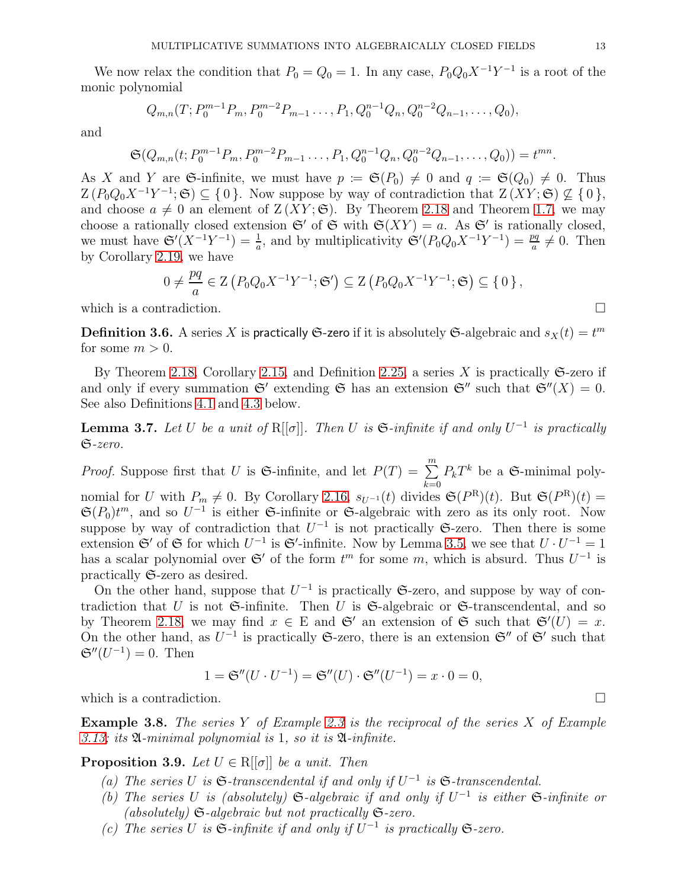We now relax the condition that $P_0 = Q_0 = 1$. In any case, $P_0Q_0X^{-1}Y^{-1}$ is a root of the monic polynomial

$$Q_{m,n}(T; P_0^{m-1}P_m, P_0^{m-2}P_{m-1} \dots, P_1, Q_0^{n-1}Q_n, Q_0^{n-2}Q_{n-1}, \dots, Q_0),$$

and

$$\mathfrak{S}(Q_{m,n}(t; P_0^{m-1}P_m, P_0^{m-2}P_{m-1} \dots, P_1, Q_0^{n-1}Q_n, Q_0^{n-2}Q_{n-1}, \dots, Q_0)) = t^{mn}.$$

As $X$ and $Y$ are $\mathfrak{S}$-infinite, we must have $p := \mathfrak{S}(P_0) \neq 0$ and $q := \mathfrak{S}(Q_0) \neq 0$. Thus $\mathrm{Z}\left(P_0Q_0X^{-1}Y^{-1}; \mathfrak{S}\right) \subseteq \{0\}$. Now suppose by way of contradiction that $\mathrm{Z}\left(XY; \mathfrak{S}\right) \not\subseteq \{0\}$, and choose $a \neq 0$ an element of $\mathrm{Z}\left(XY; \mathfrak{S}\right)$. By Theorem 2.18 and Theorem 1.7, we may choose a rationally closed extension $\mathfrak{S}'$ of $\mathfrak{S}$ with $\mathfrak{S}(XY) = a$. As $\mathfrak{S}'$ is rationally closed, we must have $\mathfrak{S}'(X^{-1}Y^{-1}) = \frac{1}{a}$, and by multiplicativity $\mathfrak{S}'(P_0Q_0X^{-1}Y^{-1}) = \frac{pq}{a} \neq 0$. Then by Corollary 2.19, we have

$$0 \neq \frac{pq}{a} \in \mathrm{Z}\left(P_0Q_0X^{-1}Y^{-1}; \mathfrak{S}'\right) \subseteq \mathrm{Z}\left(P_0Q_0X^{-1}Y^{-1}; \mathfrak{S}\right) \subseteq \{0\},$$

which is a contradiction. □

**Definition 3.6.** A series $X$ is practically $\mathfrak{S}$-zero if it is absolutely $\mathfrak{S}$-algebraic and $s_X(t) = t^m$ for some $m > 0$.

By Theorem 2.18, Corollary 2.15, and Definition 2.25, a series $X$ is practically $\mathfrak{S}$-zero if and only if every summation $\mathfrak{S}'$ extending $\mathfrak{S}$ has an extension $\mathfrak{S}''$ such that $\mathfrak{S}''(X) = 0$. See also Definitions 4.1 and 4.3 below.

**Lemma 3.7.** *Let $U$ be a unit of $\mathrm{R}[[\sigma]]$. Then $U$ is $\mathfrak{S}$-infinite if and only $U^{-1}$ is practically $\mathfrak{S}$-zero.*

*Proof.* Suppose first that $U$ is $\mathfrak{S}$-infinite, and let $P(T) = \sum_{k=0}^{m} P_kT^k$ be a $\mathfrak{S}$-minimal polynomial for $U$ with $P_m \neq 0$. By Corollary 2.16, $s_{U^{-1}}(t)$ divides $\mathfrak{S}(P^{\mathrm{R}})(t)$. But $\mathfrak{S}(P^{\mathrm{R}})(t) = \mathfrak{S}(P_0)t^m$, and so $U^{-1}$ is either $\mathfrak{S}$-infinite or $\mathfrak{S}$-algebraic with zero as its only root. Now suppose by way of contradiction that $U^{-1}$ is not practically $\mathfrak{S}$-zero. Then there is some extension $\mathfrak{S}'$ of $\mathfrak{S}$ for which $U^{-1}$ is $\mathfrak{S}'$-infinite. Now by Lemma 3.5, we see that $U \cdot U^{-1} = 1$ has a scalar polynomial over $\mathfrak{S}'$ of the form $t^m$ for some $m$, which is absurd. Thus $U^{-1}$ is practically $\mathfrak{S}$-zero as desired.

On the other hand, suppose that $U^{-1}$ is practically $\mathfrak{S}$-zero, and suppose by way of contradiction that $U$ is not $\mathfrak{S}$-infinite. Then $U$ is $\mathfrak{S}$-algebraic or $\mathfrak{S}$-transcendental, and so by Theorem 2.18, we may find $x \in \mathrm{E}$ and $\mathfrak{S}'$ an extension of $\mathfrak{S}$ such that $\mathfrak{S}'(U) = x$. On the other hand, as $U^{-1}$ is practically $\mathfrak{S}$-zero, there is an extension $\mathfrak{S}''$ of $\mathfrak{S}'$ such that $\mathfrak{S}''(U^{-1}) = 0$. Then

$$1 = \mathfrak{S}''(U \cdot U^{-1}) = \mathfrak{S}''(U) \cdot \mathfrak{S}''(U^{-1}) = x \cdot 0 = 0,$$

which is a contradiction. □

**Example 3.8.** *The series $Y$ of Example 2.3 is the reciprocal of the series $X$ of Example 3.13; its $\mathfrak{A}$-minimal polynomial is 1, so it is $\mathfrak{A}$-infinite.*

**Proposition 3.9.** *Let $U \in \mathrm{R}[[\sigma]]$ be a unit. Then*

*(a) The series $U$ is $\mathfrak{S}$-transcendental if and only if $U^{-1}$ is $\mathfrak{S}$-transcendental.*

*(b) The series $U$ is (absolutely) $\mathfrak{S}$-algebraic if and only if $U^{-1}$ is either $\mathfrak{S}$-infinite or (absolutely) $\mathfrak{S}$-algebraic but not practically $\mathfrak{S}$-zero.*

*(c) The series $U$ is $\mathfrak{S}$-infinite if and only if $U^{-1}$ is practically $\mathfrak{S}$-zero.*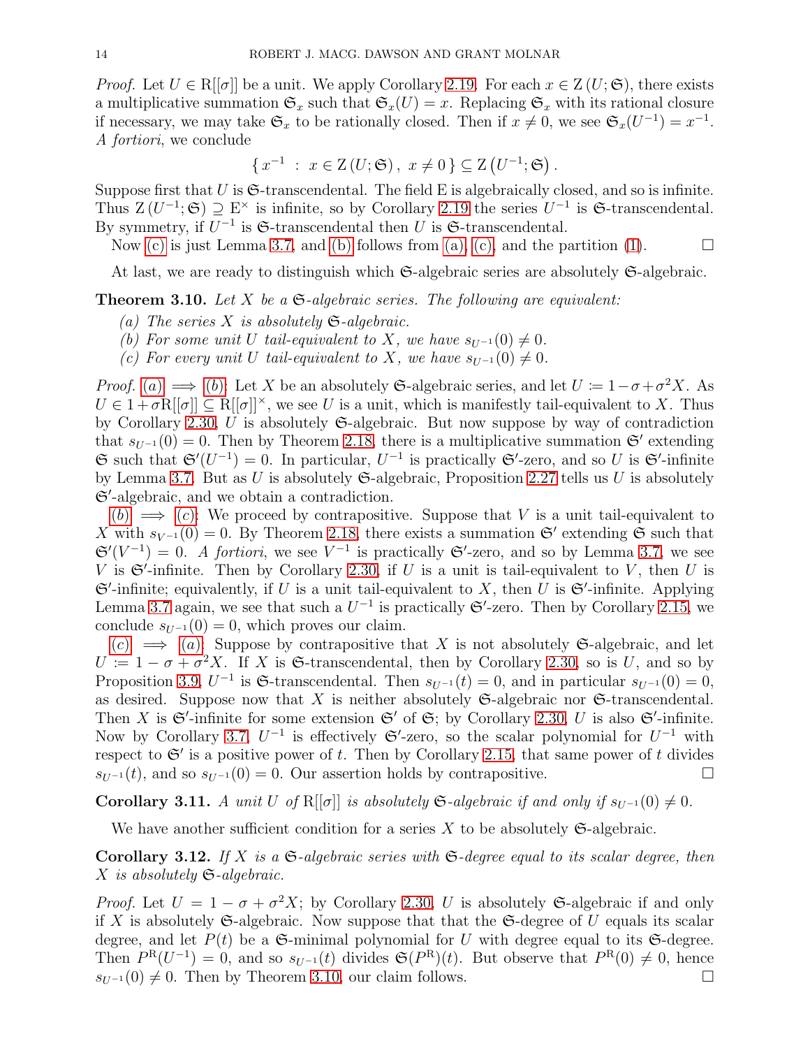*Proof.* Let $U \in \mathrm{R}[[\sigma]]$ be a unit. We apply Corollary 2.19. For each $x \in \mathrm{Z}(U; \mathfrak{S})$, there exists a multiplicative summation $\mathfrak{S}_x$ such that $\mathfrak{S}_x(U) = x$. Replacing $\mathfrak{S}_x$ with its rational closure if necessary, we may take $\mathfrak{S}_x$ to be rationally closed. Then if $x \neq 0$, we see $\mathfrak{S}_x(U^{-1}) = x^{-1}$. *A fortiori*, we conclude

$$\{ x^{-1} \ : \ x \in \mathrm{Z}(U; \mathfrak{S}), \ x \neq 0 \} \subseteq \mathrm{Z}(U^{-1}; \mathfrak{S}).$$

Suppose first that $U$ is $\mathfrak{S}$-transcendental. The field E is algebraically closed, and so is infinite. Thus $\mathrm{Z}(U^{-1}; \mathfrak{S}) \supseteq \mathrm{E}^{\times}$ is infinite, so by Corollary 2.19 the series $U^{-1}$ is $\mathfrak{S}$-transcendental. By symmetry, if $U^{-1}$ is $\mathfrak{S}$-transcendental then $U$ is $\mathfrak{S}$-transcendental.

Now (c) is just Lemma 3.7, and (b) follows from (a), (c), and the partition (1). ∎

At last, we are ready to distinguish which $\mathfrak{S}$-algebraic series are absolutely $\mathfrak{S}$-algebraic.

**Theorem 3.10.** *Let $X$ be a $\mathfrak{S}$-algebraic series. The following are equivalent:*

*(a) The series $X$ is absolutely $\mathfrak{S}$-algebraic.*
*(b) For some unit $U$ tail-equivalent to $X$, we have $s_{U^{-1}}(0) \neq 0$.*
*(c) For every unit $U$ tail-equivalent to $X$, we have $s_{U^{-1}}(0) \neq 0$.*

*Proof.* (a) $\implies$ (b): Let $X$ be an absolutely $\mathfrak{S}$-algebraic series, and let $U \coloneqq 1 - \sigma + \sigma^2 X$. As $U \in 1 + \sigma\mathrm{R}[[\sigma]] \subseteq \mathrm{R}[[\sigma]]^{\times}$, we see $U$ is a unit, which is manifestly tail-equivalent to $X$. Thus by Corollary 2.30, $U$ is absolutely $\mathfrak{S}$-algebraic. But now suppose by way of contradiction that $s_{U^{-1}}(0) = 0$. Then by Theorem 2.18, there is a multiplicative summation $\mathfrak{S}'$ extending $\mathfrak{S}$ such that $\mathfrak{S}'(U^{-1}) = 0$. In particular, $U^{-1}$ is practically $\mathfrak{S}'$-zero, and so $U$ is $\mathfrak{S}'$-infinite by Lemma 3.7. But as $U$ is absolutely $\mathfrak{S}$-algebraic, Proposition 2.27 tells us $U$ is absolutely $\mathfrak{S}'$-algebraic, and we obtain a contradiction.

(b) $\implies$ (c): We proceed by contrapositive. Suppose that $V$ is a unit tail-equivalent to $X$ with $s_{V^{-1}}(0) = 0$. By Theorem 2.18, there exists a summation $\mathfrak{S}'$ extending $\mathfrak{S}$ such that $\mathfrak{S}'(V^{-1}) = 0$. *A fortiori*, we see $V^{-1}$ is practically $\mathfrak{S}'$-zero, and so by Lemma 3.7, we see $V$ is $\mathfrak{S}'$-infinite. Then by Corollary 2.30, if $U$ is a unit is tail-equivalent to $V$, then $U$ is $\mathfrak{S}'$-infinite; equivalently, if $U$ is a unit tail-equivalent to $X$, then $U$ is $\mathfrak{S}'$-infinite. Applying Lemma 3.7 again, we see that such a $U^{-1}$ is practically $\mathfrak{S}'$-zero. Then by Corollary 2.15, we conclude $s_{U^{-1}}(0) = 0$, which proves our claim.

(c) $\implies$ (a): Suppose by contrapositive that $X$ is not absolutely $\mathfrak{S}$-algebraic, and let $U \coloneqq 1 - \sigma + \sigma^2 X$. If $X$ is $\mathfrak{S}$-transcendental, then by Corollary 2.30, so is $U$, and so by Proposition 3.9, $U^{-1}$ is $\mathfrak{S}$-transcendental. Then $s_{U^{-1}}(t) = 0$, and in particular $s_{U^{-1}}(0) = 0$, as desired. Suppose now that $X$ is neither absolutely $\mathfrak{S}$-algebraic nor $\mathfrak{S}$-transcendental. Then $X$ is $\mathfrak{S}'$-infinite for some extension $\mathfrak{S}'$ of $\mathfrak{S}$; by Corollary 2.30, $U$ is also $\mathfrak{S}'$-infinite. Now by Corollary 3.7, $U^{-1}$ is effectively $\mathfrak{S}'$-zero, so the scalar polynomial for $U^{-1}$ with respect to $\mathfrak{S}'$ is a positive power of $t$. Then by Corollary 2.15, that same power of $t$ divides $s_{U^{-1}}(t)$, and so $s_{U^{-1}}(0) = 0$. Our assertion holds by contrapositive. ∎

**Corollary 3.11.** *A unit $U$ of $\mathrm{R}[[\sigma]]$ is absolutely $\mathfrak{S}$-algebraic if and only if $s_{U^{-1}}(0) \neq 0$.*

We have another sufficient condition for a series $X$ to be absolutely $\mathfrak{S}$-algebraic.

**Corollary 3.12.** *If $X$ is a $\mathfrak{S}$-algebraic series with $\mathfrak{S}$-degree equal to its scalar degree, then $X$ is absolutely $\mathfrak{S}$-algebraic.*

*Proof.* Let $U = 1 - \sigma + \sigma^2 X$; by Corollary 2.30, $U$ is absolutely $\mathfrak{S}$-algebraic if and only if $X$ is absolutely $\mathfrak{S}$-algebraic. Now suppose that that the $\mathfrak{S}$-degree of $U$ equals its scalar degree, and let $P(t)$ be a $\mathfrak{S}$-minimal polynomial for $U$ with degree equal to its $\mathfrak{S}$-degree. Then $P^{\mathrm{R}}(U^{-1}) = 0$, and so $s_{U^{-1}}(t)$ divides $\mathfrak{S}(P^{\mathrm{R}})(t)$. But observe that $P^{\mathrm{R}}(0) \neq 0$, hence $s_{U^{-1}}(0) \neq 0$. Then by Theorem 3.10, our claim follows. ∎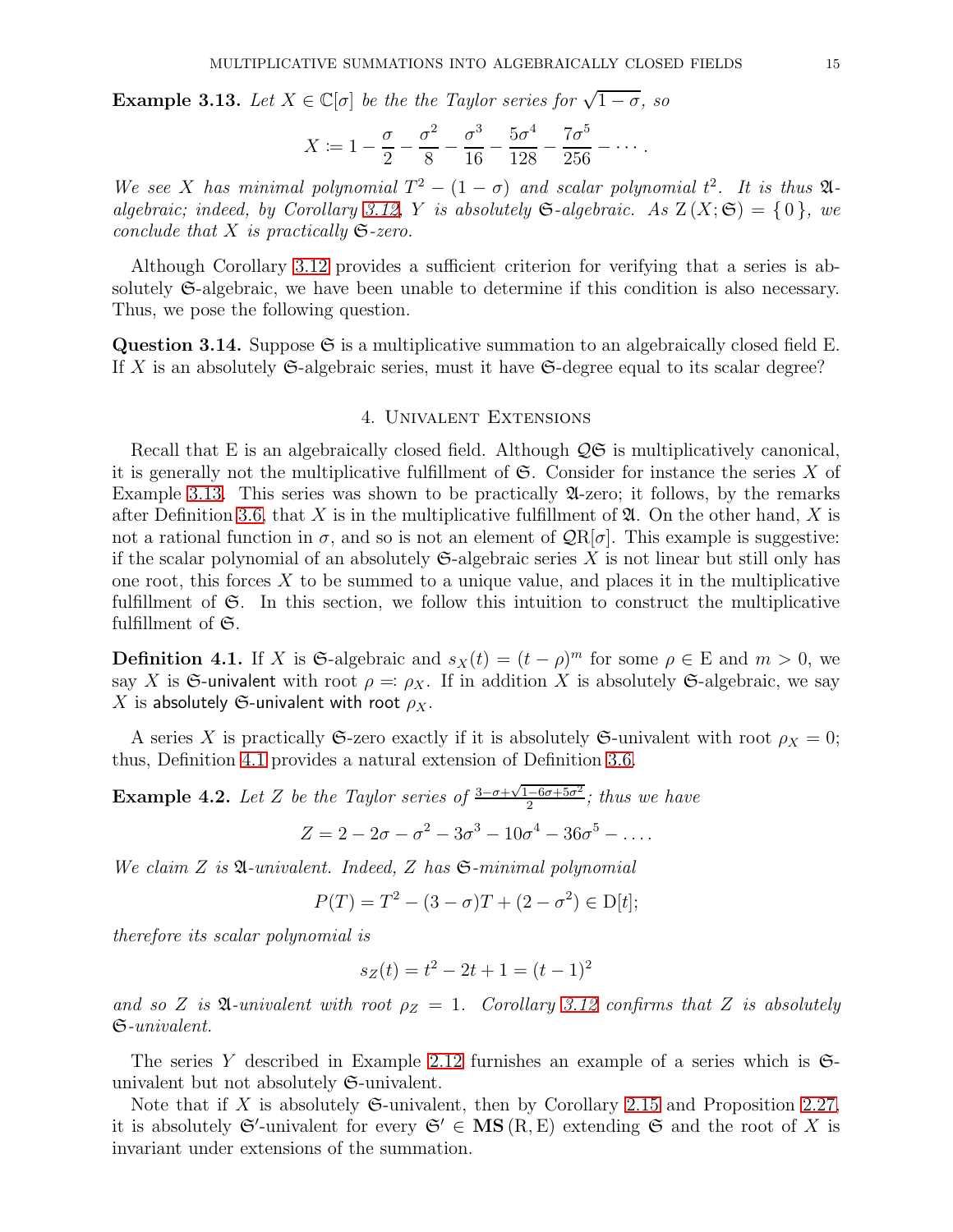**Example 3.13.** *Let $X \in \mathbb{C}[\sigma]$ be the the Taylor series for $\sqrt{1-\sigma}$, so*

$$X \coloneqq 1 - \frac{\sigma}{2} - \frac{\sigma^2}{8} - \frac{\sigma^3}{16} - \frac{5\sigma^4}{128} - \frac{7\sigma^5}{256} - \cdots .$$

*We see $X$ has minimal polynomial $T^2 - (1-\sigma)$ and scalar polynomial $t^2$. It is thus $\mathfrak{A}$-algebraic; indeed, by Corollary 3.12, $Y$ is absolutely $\mathfrak{S}$-algebraic. As $\mathrm{Z}(X; \mathfrak{S}) = \{0\}$, we conclude that $X$ is practically $\mathfrak{S}$-zero.*

Although Corollary 3.12 provides a sufficient criterion for verifying that a series is absolutely $\mathfrak{S}$-algebraic, we have been unable to determine if this condition is also necessary. Thus, we pose the following question.

**Question 3.14.** Suppose $\mathfrak{S}$ is a multiplicative summation to an algebraically closed field E. If $X$ is an absolutely $\mathfrak{S}$-algebraic series, must it have $\mathfrak{S}$-degree equal to its scalar degree?

## 4. Univalent Extensions

Recall that E is an algebraically closed field. Although $\mathcal{Q}\mathfrak{S}$ is multiplicatively canonical, it is generally not the multiplicative fulfillment of $\mathfrak{S}$. Consider for instance the series $X$ of Example 3.13. This series was shown to be practically $\mathfrak{A}$-zero; it follows, by the remarks after Definition 3.6, that $X$ is in the multiplicative fulfillment of $\mathfrak{A}$. On the other hand, $X$ is not a rational function in $\sigma$, and so is not an element of $\mathcal{Q}\mathrm{R}[\sigma]$. This example is suggestive: if the scalar polynomial of an absolutely $\mathfrak{S}$-algebraic series $X$ is not linear but still only has one root, this forces $X$ to be summed to a unique value, and places it in the multiplicative fulfillment of $\mathfrak{S}$. In this section, we follow this intuition to construct the multiplicative fulfillment of $\mathfrak{S}$.

**Definition 4.1.** If $X$ is $\mathfrak{S}$-algebraic and $s_X(t) = (t-\rho)^m$ for some $\rho \in \mathrm{E}$ and $m > 0$, we say $X$ is $\mathfrak{S}$-univalent with root $\rho =: \rho_X$. If in addition $X$ is absolutely $\mathfrak{S}$-algebraic, we say $X$ is absolutely $\mathfrak{S}$-univalent with root $\rho_X$.

A series $X$ is practically $\mathfrak{S}$-zero exactly if it is absolutely $\mathfrak{S}$-univalent with root $\rho_X = 0$; thus, Definition 4.1 provides a natural extension of Definition 3.6.

**Example 4.2.** *Let $Z$ be the Taylor series of $\frac{3-\sigma+\sqrt{1-6\sigma+5\sigma^2}}{2}$; thus we have*

$$Z = 2 - 2\sigma - \sigma^2 - 3\sigma^3 - 10\sigma^4 - 36\sigma^5 - \ldots .$$

*We claim $Z$ is $\mathfrak{A}$-univalent. Indeed, $Z$ has $\mathfrak{S}$-minimal polynomial*

$$P(T) = T^2 - (3-\sigma)T + (2-\sigma^2) \in \mathrm{D}[t];$$

*therefore its scalar polynomial is*

$$s_Z(t) = t^2 - 2t + 1 = (t-1)^2$$

*and so $Z$ is $\mathfrak{A}$-univalent with root $\rho_Z = 1$. Corollary 3.12 confirms that $Z$ is absolutely $\mathfrak{S}$-univalent.*

The series $Y$ described in Example 2.12 furnishes an example of a series which is $\mathfrak{S}$-univalent but not absolutely $\mathfrak{S}$-univalent.

Note that if $X$ is absolutely $\mathfrak{S}$-univalent, then by Corollary 2.15 and Proposition 2.27, it is absolutely $\mathfrak{S}'$-univalent for every $\mathfrak{S}' \in \mathbf{MS}(\mathrm{R}, \mathrm{E})$ extending $\mathfrak{S}$ and the root of $X$ is invariant under extensions of the summation.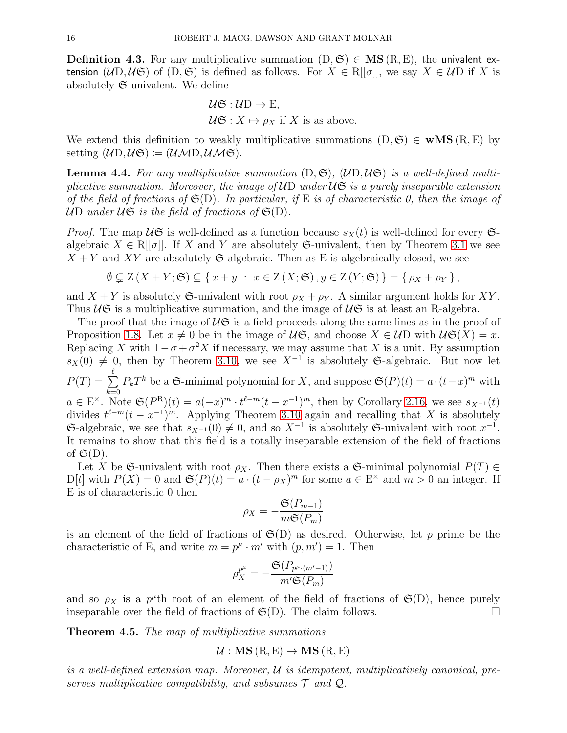**Definition 4.3.** For any multiplicative summation $(\mathrm{D}, \mathfrak{S}) \in \mathbf{MS}(\mathrm{R}, \mathrm{E})$, the univalent extension $(\mathcal{U}\mathrm{D}, \mathcal{U}\mathfrak{S})$ of $(\mathrm{D}, \mathfrak{S})$ is defined as follows. For $X \in \mathrm{R}[[\sigma]]$, we say $X \in \mathcal{U}\mathrm{D}$ if $X$ is absolutely $\mathfrak{S}$-univalent. We define

$$\mathcal{U}\mathfrak{S} : \mathcal{U}\mathrm{D} \to \mathrm{E},$$
$$\mathcal{U}\mathfrak{S} : X \mapsto \rho_X \text{ if } X \text{ is as above.}$$

We extend this definition to weakly multiplicative summations $(\mathrm{D}, \mathfrak{S}) \in \mathbf{wMS}(\mathrm{R}, \mathrm{E})$ by setting $(\mathcal{U}\mathrm{D}, \mathcal{U}\mathfrak{S}) \coloneqq (\mathcal{U}\mathcal{M}\mathrm{D}, \mathcal{U}\mathcal{M}\mathfrak{S})$.

**Lemma 4.4.** *For any multiplicative summation $(\mathrm{D}, \mathfrak{S})$, $(\mathcal{U}\mathrm{D}, \mathcal{U}\mathfrak{S})$ is a well-defined multiplicative summation. Moreover, the image of $\mathcal{U}\mathrm{D}$ under $\mathcal{U}\mathfrak{S}$ is a purely inseparable extension of the field of fractions of $\mathfrak{S}(\mathrm{D})$. In particular, if $\mathrm{E}$ is of characteristic 0, then the image of $\mathcal{U}\mathrm{D}$ under $\mathcal{U}\mathfrak{S}$ is the field of fractions of $\mathfrak{S}(\mathrm{D})$.*

*Proof.* The map $\mathcal{U}\mathfrak{S}$ is well-defined as a function because $s_X(t)$ is well-defined for every $\mathfrak{S}$-algebraic $X \in \mathrm{R}[[\sigma]]$. If $X$ and $Y$ are absolutely $\mathfrak{S}$-univalent, then by Theorem 3.1 we see $X + Y$ and $XY$ are absolutely $\mathfrak{S}$-algebraic. Then as $\mathrm{E}$ is algebraically closed, we see

$$\emptyset \subsetneq \mathrm{Z}(X + Y; \mathfrak{S}) \subseteq \{ x + y \ : \ x \in \mathrm{Z}(X; \mathfrak{S}), y \in \mathrm{Z}(Y; \mathfrak{S}) \} = \{ \rho_X + \rho_Y \},$$

and $X + Y$ is absolutely $\mathfrak{S}$-univalent with root $\rho_X + \rho_Y$. A similar argument holds for $XY$. Thus $\mathcal{U}\mathfrak{S}$ is a multiplicative summation, and the image of $\mathcal{U}\mathfrak{S}$ is at least an R-algebra.

The proof that the image of $\mathcal{U}\mathfrak{S}$ is a field proceeds along the same lines as in the proof of Proposition 1.8. Let $x \neq 0$ be in the image of $\mathcal{U}\mathfrak{S}$, and choose $X \in \mathcal{U}\mathrm{D}$ with $\mathcal{U}\mathfrak{S}(X) = x$. Replacing $X$ with $1 - \sigma + \sigma^2 X$ if necessary, we may assume that $X$ is a unit. By assumption $s_X(0) \neq 0$, then by Theorem 3.10, we see $X^{-1}$ is absolutely $\mathfrak{S}$-algebraic. But now let $P(T) = \sum_{k=0}^{\ell} P_k T^k$ be a $\mathfrak{S}$-minimal polynomial for $X$, and suppose $\mathfrak{S}(P)(t) = a \cdot (t - x)^m$ with $a \in \mathrm{E}^\times$. Note $\mathfrak{S}(P^{\mathrm{R}})(t) = a(-x)^m \cdot t^{\ell - m}(t - x^{-1})^m$, then by Corollary 2.16, we see $s_{X^{-1}}(t)$ divides $t^{\ell - m}(t - x^{-1})^m$. Applying Theorem 3.10 again and recalling that $X$ is absolutely $\mathfrak{S}$-algebraic, we see that $s_{X^{-1}}(0) \neq 0$, and so $X^{-1}$ is absolutely $\mathfrak{S}$-univalent with root $x^{-1}$. It remains to show that this field is a totally inseparable extension of the field of fractions of $\mathfrak{S}(\mathrm{D})$.

Let $X$ be $\mathfrak{S}$-univalent with root $\rho_X$. Then there exists a $\mathfrak{S}$-minimal polynomial $P(T) \in \mathrm{D}[t]$ with $P(X) = 0$ and $\mathfrak{S}(P)(t) = a \cdot (t - \rho_X)^m$ for some $a \in \mathrm{E}^\times$ and $m > 0$ an integer. If $\mathrm{E}$ is of characteristic 0 then

$$\rho_X = -\frac{\mathfrak{S}(P_{m-1})}{m\mathfrak{S}(P_m)}$$

is an element of the field of fractions of $\mathfrak{S}(\mathrm{D})$ as desired. Otherwise, let $p$ prime be the characteristic of $\mathrm{E}$, and write $m = p^\mu \cdot m'$ with $(p, m') = 1$. Then

$$\rho_X^{p^\mu} = -\frac{\mathfrak{S}(P_{p^\mu \cdot (m'-1)})}{m'\mathfrak{S}(P_m)}$$

and so $\rho_X$ is a $p^\mu$th root of an element of the field of fractions of $\mathfrak{S}(\mathrm{D})$, hence purely inseparable over the field of fractions of $\mathfrak{S}(\mathrm{D})$. The claim follows. $\square$

**Theorem 4.5.** *The map of multiplicative summations*

$$\mathcal{U} : \mathbf{MS}(\mathrm{R}, \mathrm{E}) \to \mathbf{MS}(\mathrm{R}, \mathrm{E})$$

*is a well-defined extension map. Moreover, $\mathcal{U}$ is idempotent, multiplicatively canonical, preserves multiplicative compatibility, and subsumes $\mathcal{T}$ and $\mathcal{Q}$.*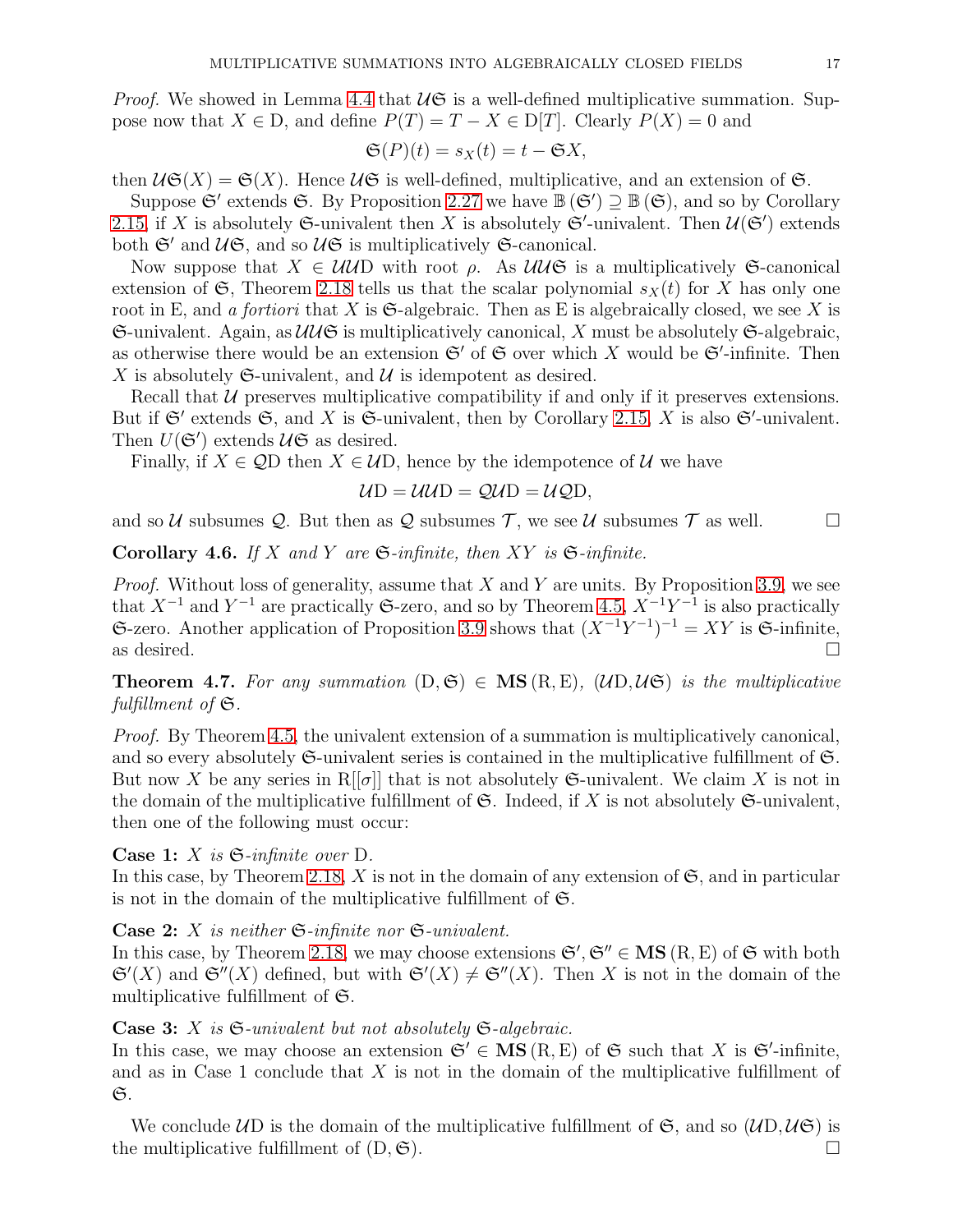*Proof.* We showed in Lemma 4.4 that $\mathcal{U}\mathfrak{S}$ is a well-defined multiplicative summation. Suppose now that $X \in \mathrm{D}$, and define $P(T) = T - X \in \mathrm{D}[T]$. Clearly $P(X) = 0$ and

$$\mathfrak{S}(P)(t) = s_X(t) = t - \mathfrak{S}X,$$

then $\mathcal{U}\mathfrak{S}(X) = \mathfrak{S}(X)$. Hence $\mathcal{U}\mathfrak{S}$ is well-defined, multiplicative, and an extension of $\mathfrak{S}$.

Suppose $\mathfrak{S}'$ extends $\mathfrak{S}$. By Proposition 2.27 we have $\mathbb{B}(\mathfrak{S}') \supseteq \mathbb{B}(\mathfrak{S})$, and so by Corollary 2.15, if $X$ is absolutely $\mathfrak{S}$-univalent then $X$ is absolutely $\mathfrak{S}'$-univalent. Then $\mathcal{U}(\mathfrak{S}')$ extends both $\mathfrak{S}'$ and $\mathcal{U}\mathfrak{S}$, and so $\mathcal{U}\mathfrak{S}$ is multiplicatively $\mathfrak{S}$-canonical.

Now suppose that $X \in \mathcal{U}\mathcal{U}\mathrm{D}$ with root $\rho$. As $\mathcal{U}\mathcal{U}\mathfrak{S}$ is a multiplicatively $\mathfrak{S}$-canonical extension of $\mathfrak{S}$, Theorem 2.18 tells us that the scalar polynomial $s_X(t)$ for $X$ has only one root in $\mathrm{E}$, and *a fortiori* that $X$ is $\mathfrak{S}$-algebraic. Then as $\mathrm{E}$ is algebraically closed, we see $X$ is $\mathfrak{S}$-univalent. Again, as $\mathcal{U}\mathcal{U}\mathfrak{S}$ is multiplicatively canonical, $X$ must be absolutely $\mathfrak{S}$-algebraic, as otherwise there would be an extension $\mathfrak{S}'$ of $\mathfrak{S}$ over which $X$ would be $\mathfrak{S}'$-infinite. Then $X$ is absolutely $\mathfrak{S}$-univalent, and $\mathcal{U}$ is idempotent as desired.

Recall that $\mathcal{U}$ preserves multiplicative compatibility if and only if it preserves extensions. But if $\mathfrak{S}'$ extends $\mathfrak{S}$, and $X$ is $\mathfrak{S}$-univalent, then by Corollary 2.15, $X$ is also $\mathfrak{S}'$-univalent. Then $U(\mathfrak{S}')$ extends $\mathcal{U}\mathfrak{S}$ as desired.

Finally, if $X \in \mathcal{Q}\mathrm{D}$ then $X \in \mathcal{U}\mathrm{D}$, hence by the idempotence of $\mathcal{U}$ we have

$$\mathcal{U}\mathrm{D} = \mathcal{U}\mathcal{U}\mathrm{D} = \mathcal{Q}\mathcal{U}\mathrm{D} = \mathcal{U}\mathcal{Q}\mathrm{D},$$

and so $\mathcal{U}$ subsumes $\mathcal{Q}$. But then as $\mathcal{Q}$ subsumes $\mathcal{T}$, we see $\mathcal{U}$ subsumes $\mathcal{T}$ as well. $\square$

**Corollary 4.6.** *If $X$ and $Y$ are $\mathfrak{S}$-infinite, then $XY$ is $\mathfrak{S}$-infinite.*

*Proof.* Without loss of generality, assume that $X$ and $Y$ are units. By Proposition 3.9, we see that $X^{-1}$ and $Y^{-1}$ are practically $\mathfrak{S}$-zero, and so by Theorem 4.5, $X^{-1}Y^{-1}$ is also practically $\mathfrak{S}$-zero. Another application of Proposition 3.9 shows that $(X^{-1}Y^{-1})^{-1} = XY$ is $\mathfrak{S}$-infinite, as desired. $\square$

**Theorem 4.7.** *For any summation $(\mathrm{D}, \mathfrak{S}) \in \mathbf{MS}(\mathrm{R}, \mathrm{E})$, $(\mathcal{U}\mathrm{D}, \mathcal{U}\mathfrak{S})$ is the multiplicative fulfillment of $\mathfrak{S}$.*

*Proof.* By Theorem 4.5, the univalent extension of a summation is multiplicatively canonical, and so every absolutely $\mathfrak{S}$-univalent series is contained in the multiplicative fulfillment of $\mathfrak{S}$. But now $X$ be any series in $\mathrm{R}[[\sigma]]$ that is not absolutely $\mathfrak{S}$-univalent. We claim $X$ is not in the domain of the multiplicative fulfillment of $\mathfrak{S}$. Indeed, if $X$ is not absolutely $\mathfrak{S}$-univalent, then one of the following must occur:

**Case 1:** *$X$ is $\mathfrak{S}$-infinite over* $\mathrm{D}$.
In this case, by Theorem 2.18, $X$ is not in the domain of any extension of $\mathfrak{S}$, and in particular is not in the domain of the multiplicative fulfillment of $\mathfrak{S}$.

**Case 2:** *$X$ is neither $\mathfrak{S}$-infinite nor $\mathfrak{S}$-univalent.*
In this case, by Theorem 2.18, we may choose extensions $\mathfrak{S}', \mathfrak{S}'' \in \mathbf{MS}(\mathrm{R}, \mathrm{E})$ of $\mathfrak{S}$ with both $\mathfrak{S}'(X)$ and $\mathfrak{S}''(X)$ defined, but with $\mathfrak{S}'(X) \neq \mathfrak{S}''(X)$. Then $X$ is not in the domain of the multiplicative fulfillment of $\mathfrak{S}$.

**Case 3:** *$X$ is $\mathfrak{S}$-univalent but not absolutely $\mathfrak{S}$-algebraic.*
In this case, we may choose an extension $\mathfrak{S}' \in \mathbf{MS}(\mathrm{R}, \mathrm{E})$ of $\mathfrak{S}$ such that $X$ is $\mathfrak{S}'$-infinite, and as in Case 1 conclude that $X$ is not in the domain of the multiplicative fulfillment of $\mathfrak{S}$.

We conclude $\mathcal{U}\mathrm{D}$ is the domain of the multiplicative fulfillment of $\mathfrak{S}$, and so $(\mathcal{U}\mathrm{D}, \mathcal{U}\mathfrak{S})$ is the multiplicative fulfillment of $(\mathrm{D}, \mathfrak{S})$. $\square$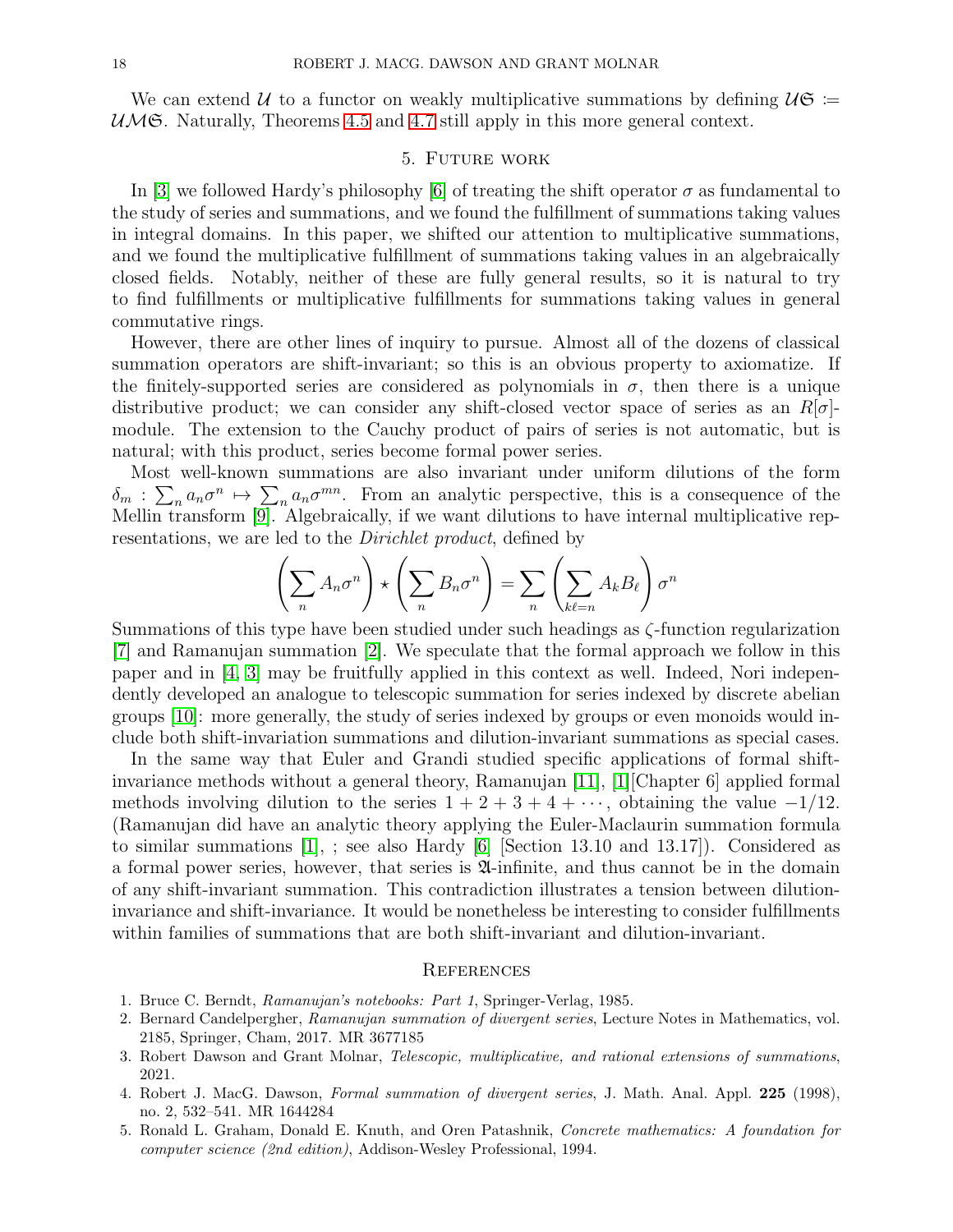We can extend $\mathcal{U}$ to a functor on weakly multiplicative summations by defining $\mathcal{U}\mathfrak{S} \coloneqq \mathcal{U}\mathcal{M}\mathfrak{S}$. Naturally, Theorems 4.5 and 4.7 still apply in this more general context.

## 5. Future work

In [3] we followed Hardy's philosophy [6] of treating the shift operator $\sigma$ as fundamental to the study of series and summations, and we found the fulfillment of summations taking values in integral domains. In this paper, we shifted our attention to multiplicative summations, and we found the multiplicative fulfillment of summations taking values in an algebraically closed fields. Notably, neither of these are fully general results, so it is natural to try to find fulfillments or multiplicative fulfillments for summations taking values in general commutative rings.

However, there are other lines of inquiry to pursue. Almost all of the dozens of classical summation operators are shift-invariant; so this is an obvious property to axiomatize. If the finitely-supported series are considered as polynomials in $\sigma$, then there is a unique distributive product; we can consider any shift-closed vector space of series as an $R[\sigma]$-module. The extension to the Cauchy product of pairs of series is not automatic, but is natural; with this product, series become formal power series.

Most well-known summations are also invariant under uniform dilutions of the form $\delta_m : \sum_n a_n \sigma^n \mapsto \sum_n a_n \sigma^{mn}$. From an analytic perspective, this is a consequence of the Mellin transform [9]. Algebraically, if we want dilutions to have internal multiplicative representations, we are led to the *Dirichlet product*, defined by

$$\left(\sum_n A_n \sigma^n\right) \star \left(\sum_n B_n \sigma^n\right) = \sum_n \left(\sum_{k\ell=n} A_k B_\ell\right) \sigma^n$$

Summations of this type have been studied under such headings as $\zeta$-function regularization [7] and Ramanujan summation [2]. We speculate that the formal approach we follow in this paper and in [4, 3] may be fruitfully applied in this context as well. Indeed, Nori independently developed an analogue to telescopic summation for series indexed by discrete abelian groups [10]: more generally, the study of series indexed by groups or even monoids would include both shift-invariation summations and dilution-invariant summations as special cases.

In the same way that Euler and Grandi studied specific applications of formal shift-invariance methods without a general theory, Ramanujan [11], [1][Chapter 6] applied formal methods involving dilution to the series $1 + 2 + 3 + 4 + \cdots$, obtaining the value $-1/12$. (Ramanujan did have an analytic theory applying the Euler-Maclaurin summation formula to similar summations [1], ; see also Hardy [6] [Section 13.10 and 13.17]). Considered as a formal power series, however, that series is $\mathfrak{A}$-infinite, and thus cannot be in the domain of any shift-invariant summation. This contradiction illustrates a tension between dilution-invariance and shift-invariance. It would be nonetheless be interesting to consider fulfillments within families of summations that are both shift-invariant and dilution-invariant.

## References

1. Bruce C. Berndt, *Ramanujan's notebooks: Part 1*, Springer-Verlag, 1985.
2. Bernard Candelpergher, *Ramanujan summation of divergent series*, Lecture Notes in Mathematics, vol. 2185, Springer, Cham, 2017. MR 3677185
3. Robert Dawson and Grant Molnar, *Telescopic, multiplicative, and rational extensions of summations*, 2021.
4. Robert J. MacG. Dawson, *Formal summation of divergent series*, J. Math. Anal. Appl. **225** (1998), no. 2, 532–541. MR 1644284
5. Ronald L. Graham, Donald E. Knuth, and Oren Patashnik, *Concrete mathematics: A foundation for computer science (2nd edition)*, Addison-Wesley Professional, 1994.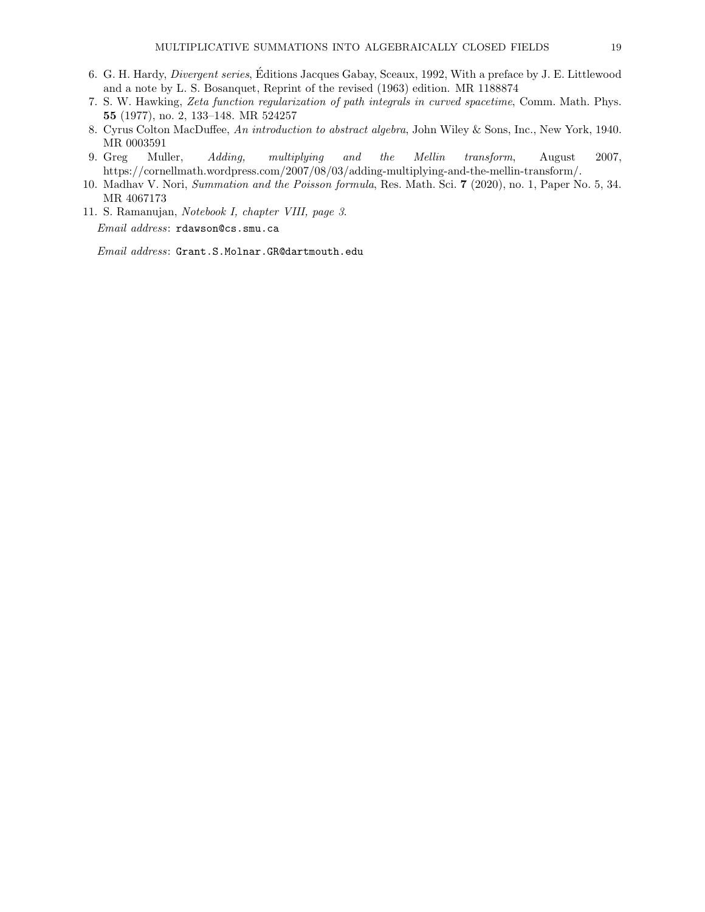6. G. H. Hardy, *Divergent series*, Éditions Jacques Gabay, Sceaux, 1992, With a preface by J. E. Littlewood and a note by L. S. Bosanquet, Reprint of the revised (1963) edition. MR 1188874
7. S. W. Hawking, *Zeta function regularization of path integrals in curved spacetime*, Comm. Math. Phys. **55** (1977), no. 2, 133–148. MR 524257
8. Cyrus Colton MacDuffee, *An introduction to abstract algebra*, John Wiley & Sons, Inc., New York, 1940. MR 0003591
9. Greg Muller, *Adding, multiplying and the Mellin transform*, August 2007, https://cornellmath.wordpress.com/2007/08/03/adding-multiplying-and-the-mellin-transform/.
10. Madhav V. Nori, *Summation and the Poisson formula*, Res. Math. Sci. **7** (2020), no. 1, Paper No. 5, 34. MR 4067173
11. S. Ramanujan, *Notebook I, chapter VIII, page 3*.

*Email address*: `rdawson@cs.smu.ca`

*Email address*: `Grant.S.Molnar.GR@dartmouth.edu`